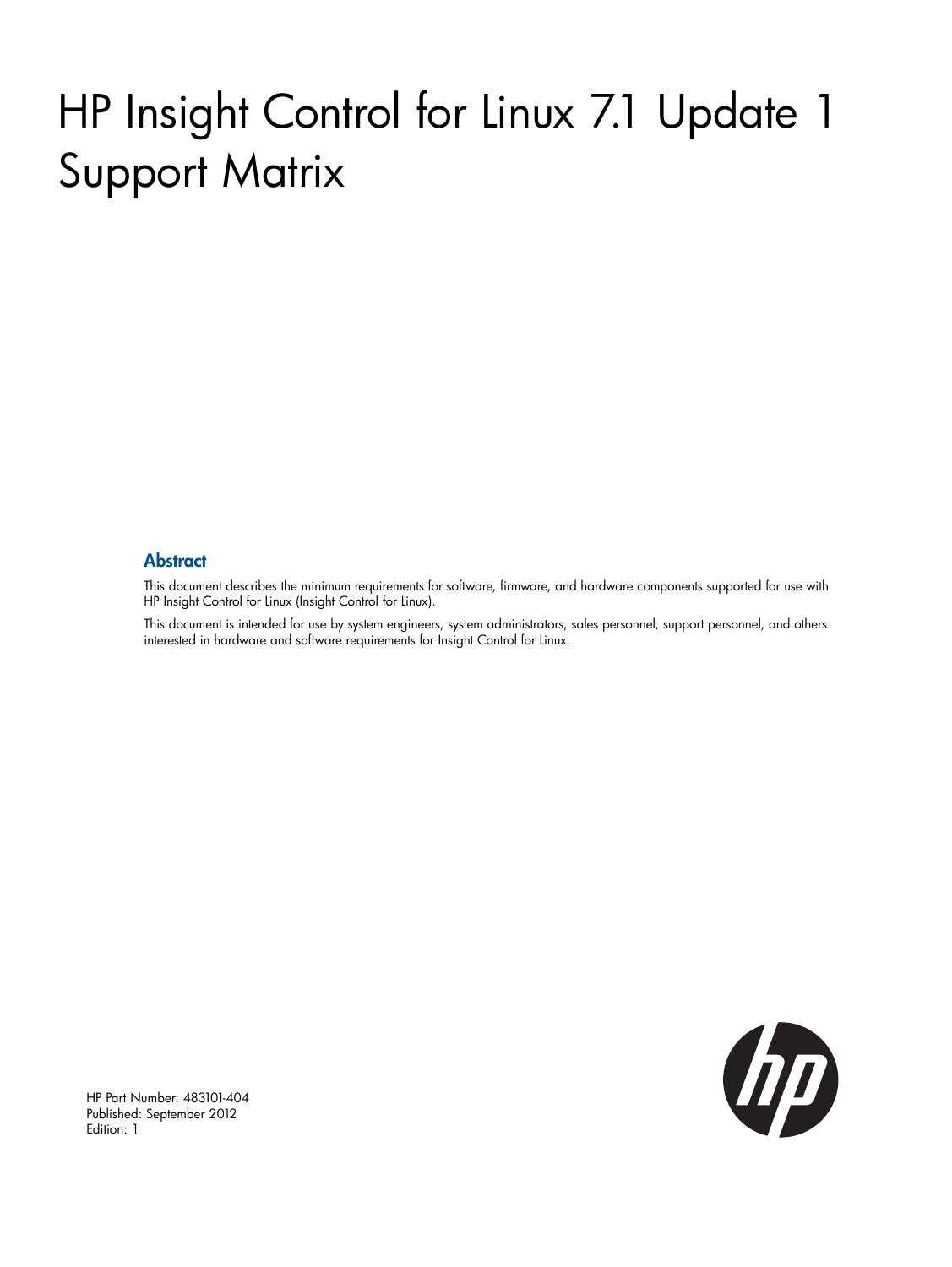# HP Insight Control for Linux 7.1 Update 1 Support Matrix

## Abstract

This document describes the minimum requirements for software, firmware, and hardware components supported for use with HP Insight Control for Linux (Insight Control for Linux).

This document is intended for use by system engineers, system administrators, sales personnel, support personnel, and others interested in hardware and software requirements for Insight Control for Linux.

HP Part Number: 483101-404
Published: September 2012
Edition: 1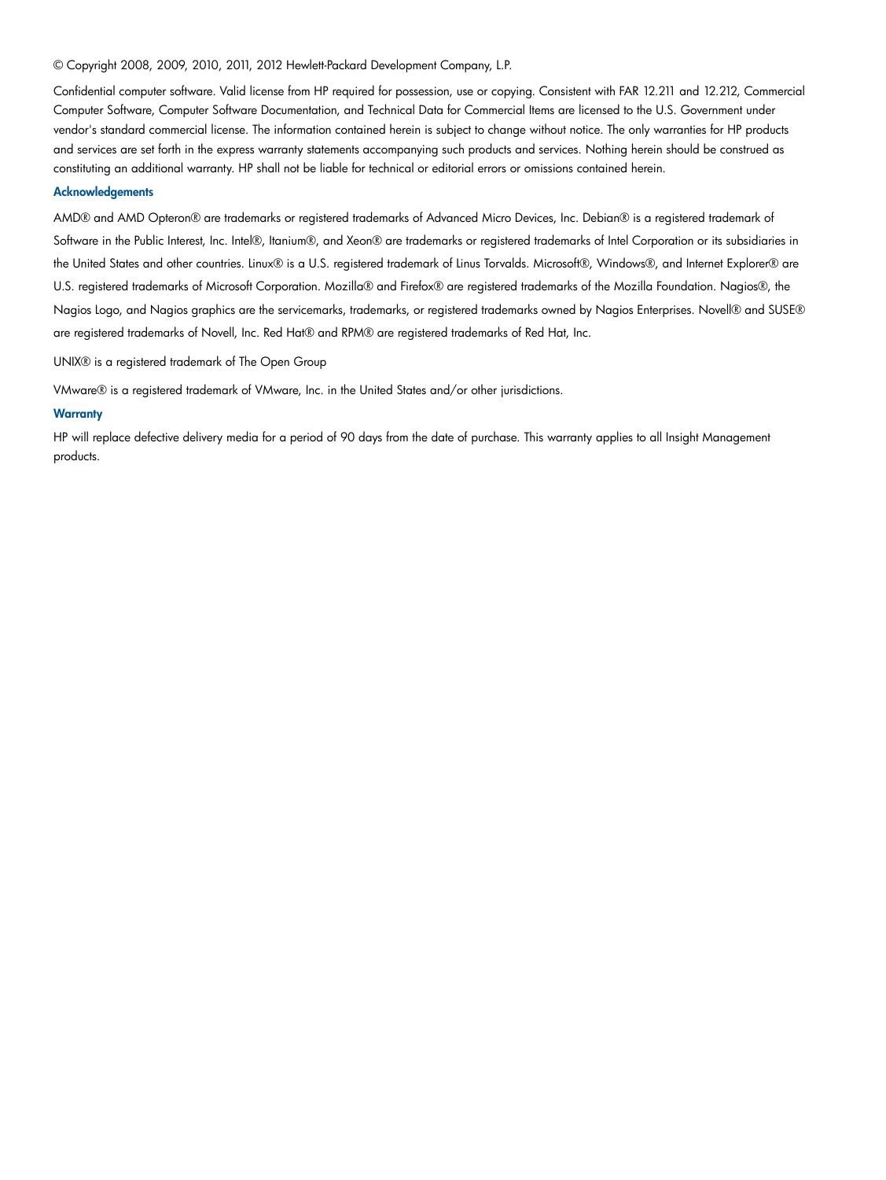© Copyright 2008, 2009, 2010, 2011, 2012 Hewlett-Packard Development Company, L.P.

Confidential computer software. Valid license from HP required for possession, use or copying. Consistent with FAR 12.211 and 12.212, Commercial Computer Software, Computer Software Documentation, and Technical Data for Commercial Items are licensed to the U.S. Government under vendor's standard commercial license. The information contained herein is subject to change without notice. The only warranties for HP products and services are set forth in the express warranty statements accompanying such products and services. Nothing herein should be construed as constituting an additional warranty. HP shall not be liable for technical or editorial errors or omissions contained herein.

### Acknowledgements

AMD® and AMD Opteron® are trademarks or registered trademarks of Advanced Micro Devices, Inc. Debian® is a registered trademark of Software in the Public Interest, Inc. Intel®, Itanium®, and Xeon® are trademarks or registered trademarks of Intel Corporation or its subsidiaries in the United States and other countries. Linux® is a U.S. registered trademark of Linus Torvalds. Microsoft®, Windows®, and Internet Explorer® are U.S. registered trademarks of Microsoft Corporation. Mozilla® and Firefox® are registered trademarks of the Mozilla Foundation. Nagios®, the Nagios Logo, and Nagios graphics are the servicemarks, trademarks, or registered trademarks owned by Nagios Enterprises. Novell® and SUSE® are registered trademarks of Novell, Inc. Red Hat® and RPM® are registered trademarks of Red Hat, Inc.

UNIX® is a registered trademark of The Open Group

VMware® is a registered trademark of VMware, Inc. in the United States and/or other jurisdictions.

### Warranty

HP will replace defective delivery media for a period of 90 days from the date of purchase. This warranty applies to all Insight Management products.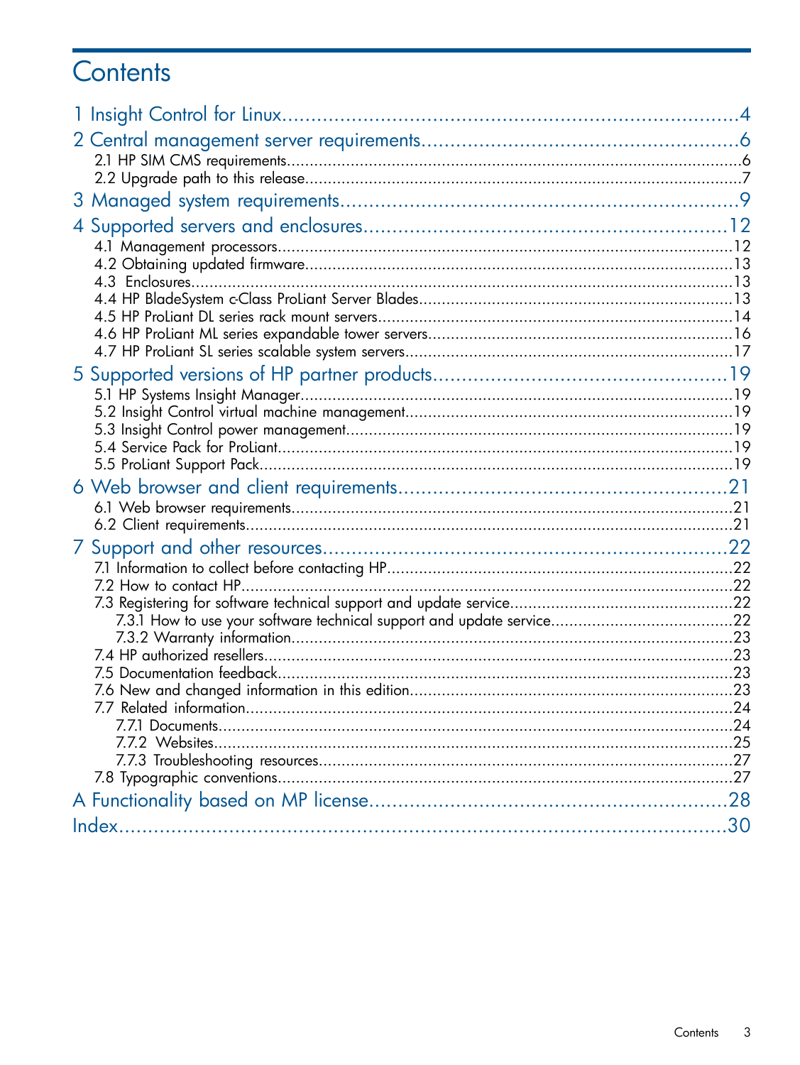# Contents

1 Insight Control for Linux....................................................................4

2 Central management server requirements.............................................6
- 2.1 HP SIM CMS requirements....................................................................6
- 2.2 Upgrade path to this release..................................................................7

3 Managed system requirements.............................................................9

4 Supported servers and enclosures.......................................................12
- 4.1 Management processors.......................................................................12
- 4.2 Obtaining updated firmware.................................................................13
- 4.3 Enclosures..........................................................................................13
- 4.4 HP BladeSystem c-Class ProLiant Server Blades.....................................13
- 4.5 HP ProLiant DL series rack mount servers..............................................14
- 4.6 HP ProLiant ML series expandable tower servers....................................16
- 4.7 HP ProLiant SL series scalable system servers........................................17

5 Supported versions of HP partner products..........................................19
- 5.1 HP Systems Insight Manager................................................................19
- 5.2 Insight Control virtual machine management.........................................19
- 5.3 Insight Control power management......................................................19
- 5.4 Service Pack for ProLiant.....................................................................19
- 5.5 ProLiant Support Pack.........................................................................19

6 Web browser and client requirements.................................................21
- 6.1 Web browser requirements..................................................................21
- 6.2 Client requirements............................................................................21

7 Support and other resources..............................................................22
- 7.1 Information to collect before contacting HP...........................................22
- 7.2 How to contact HP.............................................................................22
- 7.3 Registering for software technical support and update service.................22
  - 7.3.1 How to use your software technical support and update service........22
  - 7.3.2 Warranty information..................................................................23
- 7.4 HP authorized resellers.......................................................................23
- 7.5 Documentation feedback.....................................................................23
- 7.6 New and changed information in this edition........................................23
- 7.7 Related information............................................................................24
  - 7.7.1 Documents.................................................................................24
  - 7.7.2 Websites...................................................................................25
  - 7.7.3 Troubleshooting resources...........................................................27
- 7.8 Typographic conventions.....................................................................27

A Functionality based on MP license......................................................28

Index.....................................................................................................30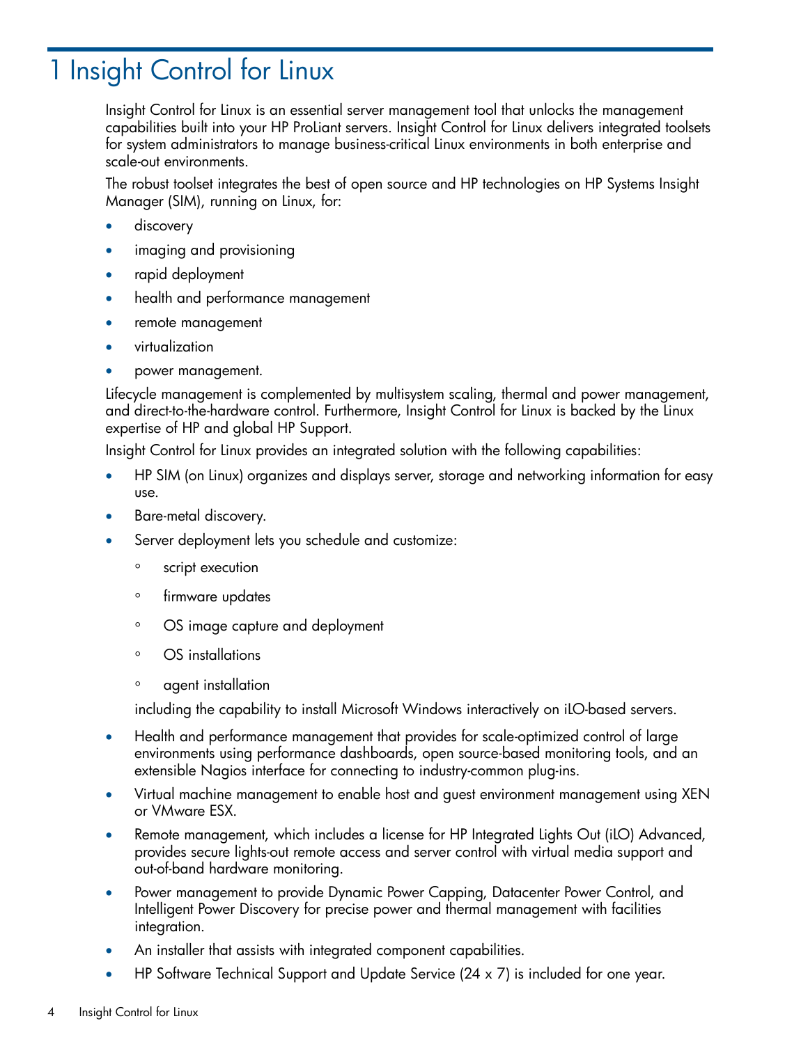# 1 Insight Control for Linux

Insight Control for Linux is an essential server management tool that unlocks the management capabilities built into your HP ProLiant servers. Insight Control for Linux delivers integrated toolsets for system administrators to manage business-critical Linux environments in both enterprise and scale-out environments.

The robust toolset integrates the best of open source and HP technologies on HP Systems Insight Manager (SIM), running on Linux, for:

- discovery
- imaging and provisioning
- rapid deployment
- health and performance management
- remote management
- virtualization
- power management.

Lifecycle management is complemented by multisystem scaling, thermal and power management, and direct-to-the-hardware control. Furthermore, Insight Control for Linux is backed by the Linux expertise of HP and global HP Support.

Insight Control for Linux provides an integrated solution with the following capabilities:

- HP SIM (on Linux) organizes and displays server, storage and networking information for easy use.
- Bare-metal discovery.
- Server deployment lets you schedule and customize:
  - script execution
  - firmware updates
  - OS image capture and deployment
  - OS installations
  - agent installation

  including the capability to install Microsoft Windows interactively on iLO-based servers.
- Health and performance management that provides for scale-optimized control of large environments using performance dashboards, open source-based monitoring tools, and an extensible Nagios interface for connecting to industry-common plug-ins.
- Virtual machine management to enable host and guest environment management using XEN or VMware ESX.
- Remote management, which includes a license for HP Integrated Lights Out (iLO) Advanced, provides secure lights-out remote access and server control with virtual media support and out-of-band hardware monitoring.
- Power management to provide Dynamic Power Capping, Datacenter Power Control, and Intelligent Power Discovery for precise power and thermal management with facilities integration.
- An installer that assists with integrated component capabilities.
- HP Software Technical Support and Update Service (24 x 7) is included for one year.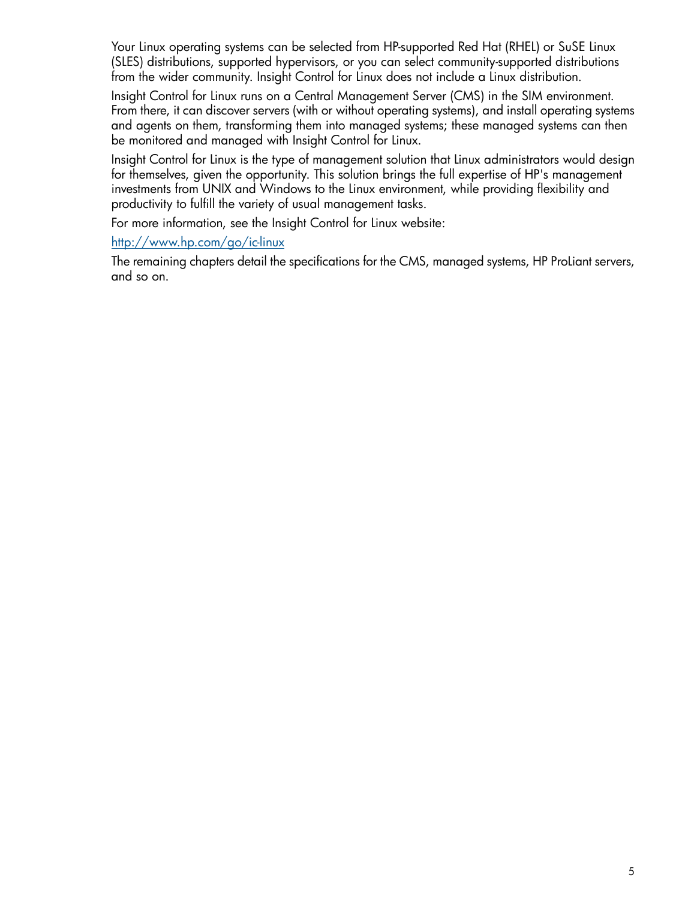Your Linux operating systems can be selected from HP-supported Red Hat (RHEL) or SuSE Linux (SLES) distributions, supported hypervisors, or you can select community-supported distributions from the wider community. Insight Control for Linux does not include a Linux distribution.

Insight Control for Linux runs on a Central Management Server (CMS) in the SIM environment. From there, it can discover servers (with or without operating systems), and install operating systems and agents on them, transforming them into managed systems; these managed systems can then be monitored and managed with Insight Control for Linux.

Insight Control for Linux is the type of management solution that Linux administrators would design for themselves, given the opportunity. This solution brings the full expertise of HP's management investments from UNIX and Windows to the Linux environment, while providing flexibility and productivity to fulfill the variety of usual management tasks.

For more information, see the Insight Control for Linux website:

http://www.hp.com/go/ic-linux

The remaining chapters detail the specifications for the CMS, managed systems, HP ProLiant servers, and so on.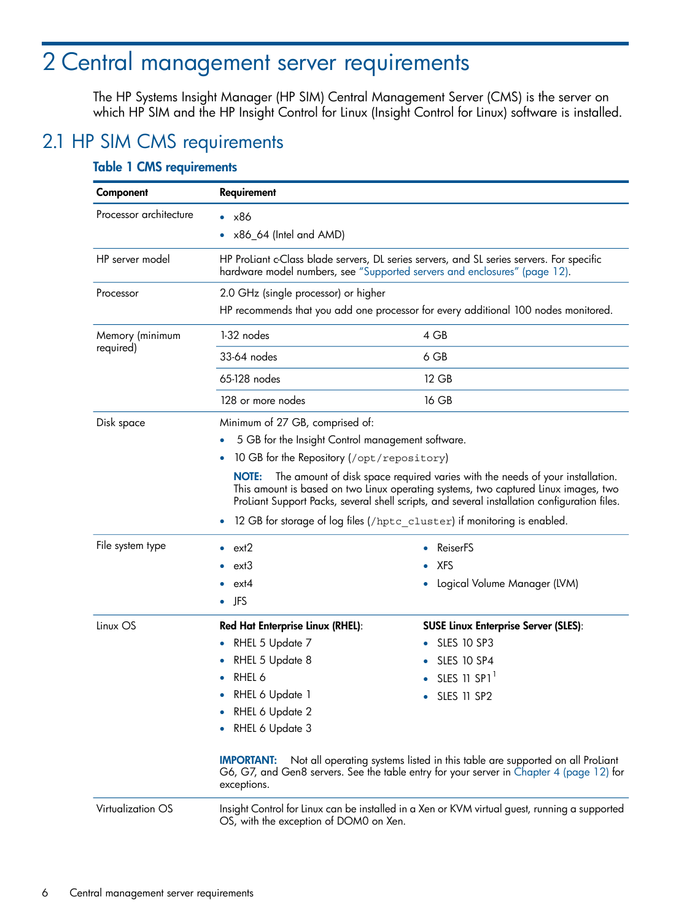# 2 Central management server requirements

The HP Systems Insight Manager (HP SIM) Central Management Server (CMS) is the server on which HP SIM and the HP Insight Control for Linux (Insight Control for Linux) software is installed.

## 2.1 HP SIM CMS requirements

**Table 1 CMS requirements**

| Component | Requirement | |
|---|---|---|
| Processor architecture | • x86<br>• x86_64 (Intel and AMD) | |
| HP server model | HP ProLiant c-Class blade servers, DL series servers, and SL series servers. For specific hardware model numbers, see "Supported servers and enclosures" (page 12). | |
| Processor | 2.0 GHz (single processor) or higher<br>HP recommends that you add one processor for every additional 100 nodes monitored. | |
| Memory (minimum required) | 1-32 nodes | 4 GB |
| | 33-64 nodes | 6 GB |
| | 65-128 nodes | 12 GB |
| | 128 or more nodes | 16 GB |
| Disk space | Minimum of 27 GB, comprised of:<br>• 5 GB for the Insight Control management software.<br>• 10 GB for the Repository (`/opt/repository`)<br>**NOTE:** The amount of disk space required varies with the needs of your installation. This amount is based on two Linux operating systems, two captured Linux images, two ProLiant Support Packs, several shell scripts, and several installation configuration files.<br>• 12 GB for storage of log files (`/hptc_cluster`) if monitoring is enabled. | |
| File system type | • ext2<br>• ext3<br>• ext4<br>• JFS | • ReiserFS<br>• XFS<br>• Logical Volume Manager (LVM) |
| Linux OS | **Red Hat Enterprise Linux (RHEL)**:<br>• RHEL 5 Update 7<br>• RHEL 5 Update 8<br>• RHEL 6<br>• RHEL 6 Update 1<br>• RHEL 6 Update 2<br>• RHEL 6 Update 3 | **SUSE Linux Enterprise Server (SLES)**:<br>• SLES 10 SP3<br>• SLES 10 SP4<br>• SLES 11 SP1[1]<br>• SLES 11 SP2 |
| | **IMPORTANT:** Not all operating systems listed in this table are supported on all ProLiant G6, G7, and Gen8 servers. See the table entry for your server in Chapter 4 (page 12) for exceptions. | |
| Virtualization OS | Insight Control for Linux can be installed in a Xen or KVM virtual guest, running a supported OS, with the exception of DOM0 on Xen. | |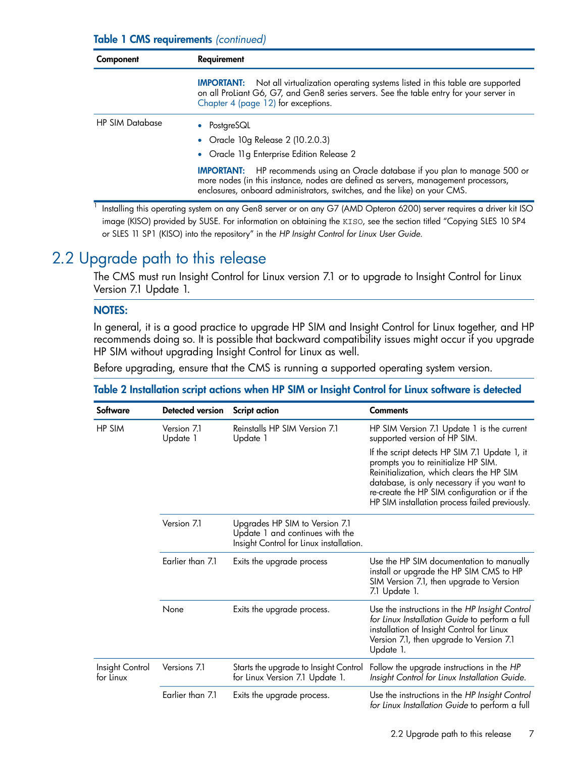**Table 1 CMS requirements** *(continued)*

| Component | Requirement |
| --- | --- |
| | **IMPORTANT:** Not all virtualization operating systems listed in this table are supported on all ProLiant G6, G7, and Gen8 series servers. See the table entry for your server in Chapter 4 (page 12) for exceptions. |
| HP SIM Database | • PostgreSQL<br>• Oracle 10g Release 2 (10.2.0.3)<br>• Oracle 11g Enterprise Edition Release 2<br>**IMPORTANT:** HP recommends using an Oracle database if you plan to manage 500 or more nodes (in this instance, nodes are defined as servers, management processors, enclosures, onboard administrators, switches, and the like) on your CMS. |

[1] Installing this operating system on any Gen8 server or on any G7 (AMD Opteron 6200) server requires a driver kit ISO image (KISO) provided by SUSE. For information on obtaining the KISO, see the section titled "Copying SLES 10 SP4 or SLES 11 SP1 (KISO) into the repository" in the *HP Insight Control for Linux User Guide*.

## 2.2 Upgrade path to this release

The CMS must run Insight Control for Linux version 7.1 or to upgrade to Insight Control for Linux Version 7.1 Update 1.

**NOTES:**

In general, it is a good practice to upgrade HP SIM and Insight Control for Linux together, and HP recommends doing so. It is possible that backward compatibility issues might occur if you upgrade HP SIM without upgrading Insight Control for Linux as well.

Before upgrading, ensure that the CMS is running a supported operating system version.

**Table 2 Installation script actions when HP SIM or Insight Control for Linux software is detected**

| Software | Detected version | Script action | Comments |
| --- | --- | --- | --- |
| HP SIM | Version 7.1 Update 1 | Reinstalls HP SIM Version 7.1 Update 1 | HP SIM Version 7.1 Update 1 is the current supported version of HP SIM.<br>If the script detects HP SIM 7.1 Update 1, it prompts you to reinitialize HP SIM. Reinitialization, which clears the HP SIM database, is only necessary if you want to re-create the HP SIM configuration or if the HP SIM installation process failed previously. |
| | Version 7.1 | Upgrades HP SIM to Version 7.1 Update 1 and continues with the Insight Control for Linux installation. | |
| | Earlier than 7.1 | Exits the upgrade process | Use the HP SIM documentation to manually install or upgrade the HP SIM CMS to HP SIM Version 7.1, then upgrade to Version 7.1 Update 1. |
| | None | Exits the upgrade process. | Use the instructions in the *HP Insight Control for Linux Installation Guide* to perform a full installation of Insight Control for Linux Version 7.1, then upgrade to Version 7.1 Update 1. |
| Insight Control for Linux | Versions 7.1 | Starts the upgrade to Insight Control for Linux Version 7.1 Update 1. | Follow the upgrade instructions in the *HP Insight Control for Linux Installation Guide*. |
| | Earlier than 7.1 | Exits the upgrade process. | Use the instructions in the *HP Insight Control for Linux Installation Guide* to perform a full |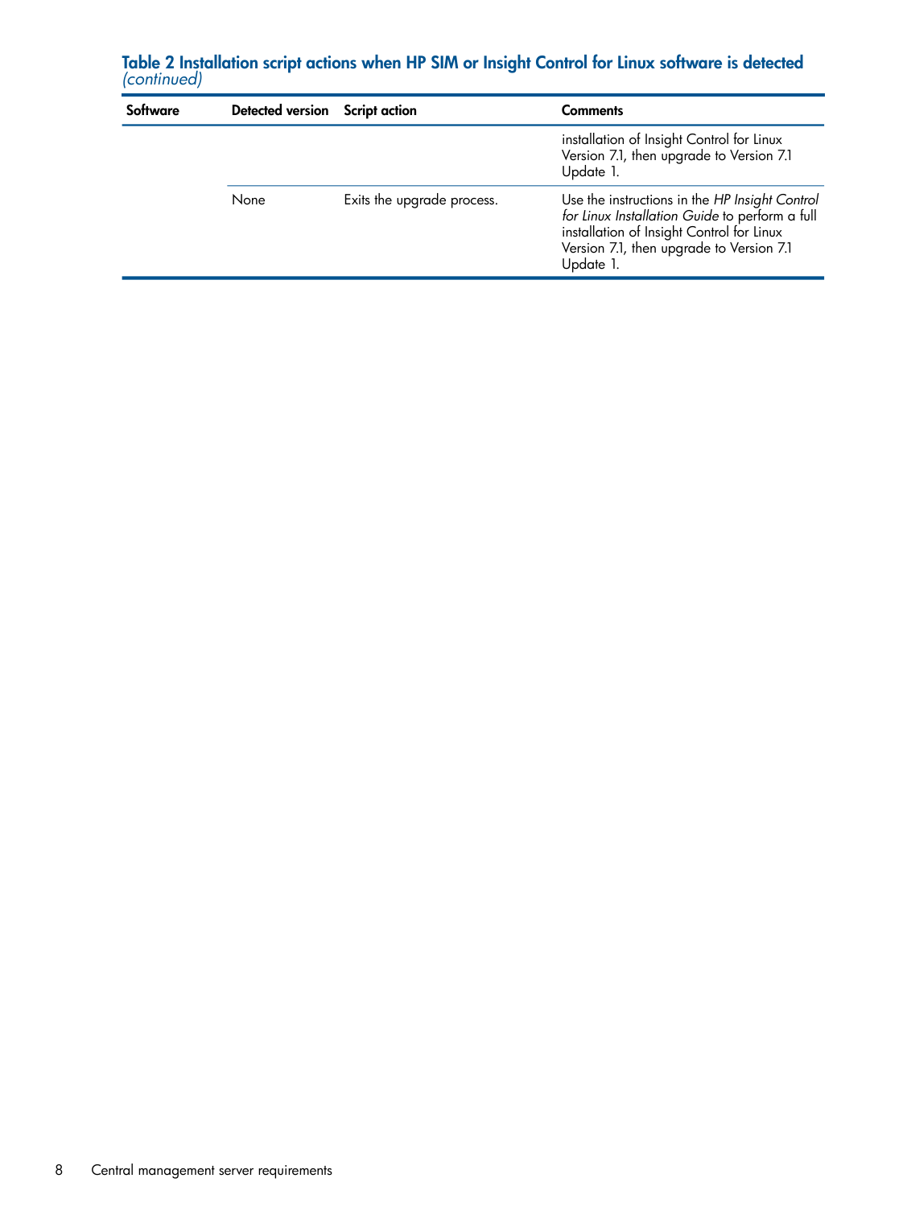**Table 2 Installation script actions when HP SIM or Insight Control for Linux software is detected** *(continued)*

| Software | Detected version | Script action | Comments |
|---|---|---|---|
| | | | installation of Insight Control for Linux Version 7.1, then upgrade to Version 7.1 Update 1. |
| | None | Exits the upgrade process. | Use the instructions in the *HP Insight Control for Linux Installation Guide* to perform a full installation of Insight Control for Linux Version 7.1, then upgrade to Version 7.1 Update 1. |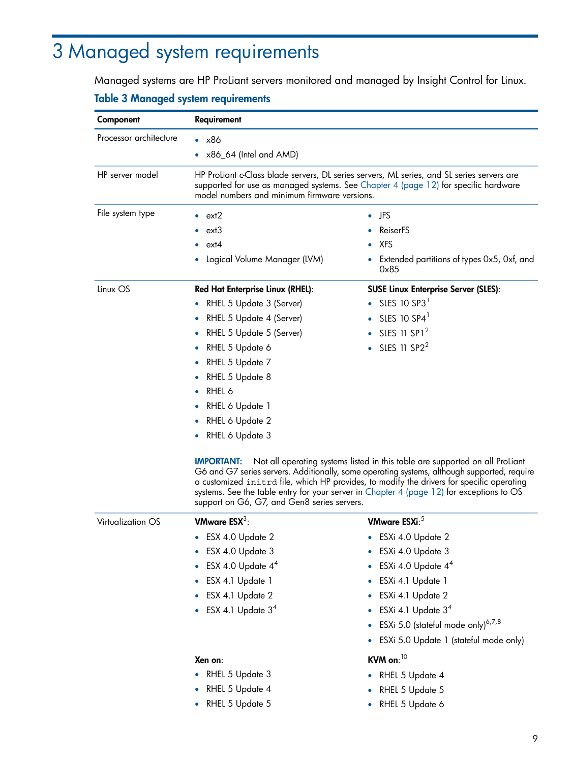# 3 Managed system requirements

Managed systems are HP ProLiant servers monitored and managed by Insight Control for Linux.

**Table 3 Managed system requirements**

| Component | Requirement |
| --- | --- |
| Processor architecture | • x86<br>• x86_64 (Intel and AMD) |
| HP server model | HP ProLiant c-Class blade servers, DL series servers, ML series, and SL series servers are supported for use as managed systems. See Chapter 4 (page 12) for specific hardware model numbers and minimum firmware versions. |
| File system type | • ext2<br>• ext3<br>• ext4<br>• Logical Volume Manager (LVM)<br>• JFS<br>• ReiserFS<br>• XFS<br>• Extended partitions of types 0x5, 0xf, and 0x85 |
| Linux OS | **Red Hat Enterprise Linux (RHEL)**:<br>• RHEL 5 Update 3 (Server)<br>• RHEL 5 Update 4 (Server)<br>• RHEL 5 Update 5 (Server)<br>• RHEL 5 Update 6<br>• RHEL 5 Update 7<br>• RHEL 5 Update 8<br>• RHEL 6<br>• RHEL 6 Update 1<br>• RHEL 6 Update 2<br>• RHEL 6 Update 3<br><br>**SUSE Linux Enterprise Server (SLES)**:<br>• SLES 10 SP3[1]<br>• SLES 10 SP4[1]<br>• SLES 11 SP1[2]<br>• SLES 11 SP2[2]<br><br>**IMPORTANT:** Not all operating systems listed in this table are supported on all ProLiant G6 and G7 series servers. Additionally, some operating systems, although supported, require a customized `initrd` file, which HP provides, to modify the drivers for specific operating systems. See the table entry for your server in Chapter 4 (page 12) for exceptions to OS support on G6, G7, and Gen8 series servers. |
| Virtualization OS | **VMware ESX**[3]:<br>• ESX 4.0 Update 2<br>• ESX 4.0 Update 3<br>• ESX 4.0 Update 4[4]<br>• ESX 4.1 Update 1<br>• ESX 4.1 Update 2<br>• ESX 4.1 Update 3[4]<br><br>**VMware ESXi**:[5]<br>• ESXi 4.0 Update 2<br>• ESXi 4.0 Update 3<br>• ESXi 4.0 Update 4[4]<br>• ESXi 4.1 Update 1<br>• ESXi 4.1 Update 2<br>• ESXi 4.1 Update 3[4]<br>• ESXi 5.0 (stateful mode only)[6,7,8]<br>• ESXi 5.0 Update 1 (stateful mode only)<br><br>**Xen on**:<br>• RHEL 5 Update 3<br>• RHEL 5 Update 4<br>• RHEL 5 Update 5<br><br>**KVM on**:[10]<br>• RHEL 5 Update 4<br>• RHEL 5 Update 5<br>• RHEL 5 Update 6 |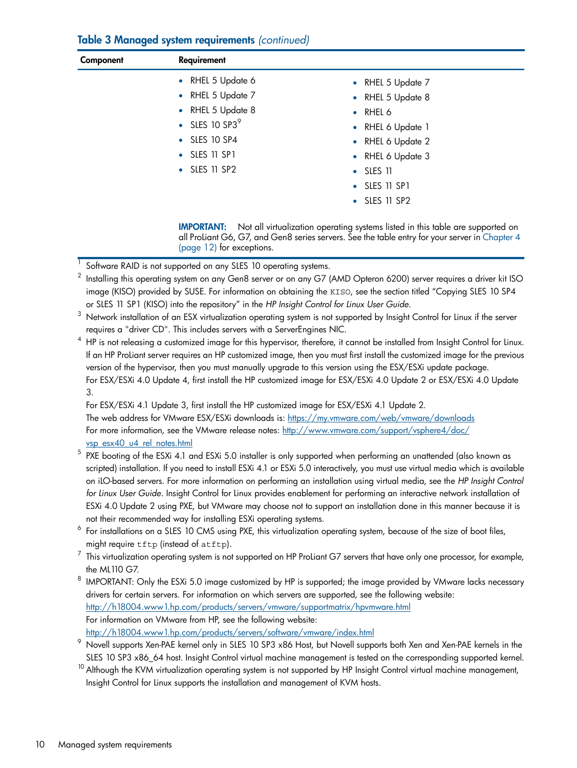**Table 3 Managed system requirements** *(continued)*

| Component | Requirement | |
|---|---|---|
| | • RHEL 5 Update 6<br>• RHEL 5 Update 7<br>• RHEL 5 Update 8<br>• SLES 10 SP3[9]<br>• SLES 10 SP4<br>• SLES 11 SP1<br>• SLES 11 SP2 | • RHEL 5 Update 7<br>• RHEL 5 Update 8<br>• RHEL 6<br>• RHEL 6 Update 1<br>• RHEL 6 Update 2<br>• RHEL 6 Update 3<br>• SLES 11<br>• SLES 11 SP1<br>• SLES 11 SP2 |
| | **IMPORTANT:** Not all virtualization operating systems listed in this table are supported on all ProLiant G6, G7, and Gen8 series servers. See the table entry for your server in Chapter 4 (page 12) for exceptions. | |

[1] Software RAID is not supported on any SLES 10 operating systems.

[2] Installing this operating system on any Gen8 server or on any G7 (AMD Opteron 6200) server requires a driver kit ISO image (KISO) provided by SUSE. For information on obtaining the `KISO`, see the section titled "Copying SLES 10 SP4 or SLES 11 SP1 (KISO) into the repository" in the *HP Insight Control for Linux User Guide*.

[3] Network installation of an ESX virtualization operating system is not supported by Insight Control for Linux if the server requires a "driver CD". This includes servers with a ServerEngines NIC.

[4] HP is not releasing a customized image for this hypervisor, therefore, it cannot be installed from Insight Control for Linux. If an HP ProLiant server requires an HP customized image, then you must first install the customized image for the previous version of the hypervisor, then you must manually upgrade to this version using the ESX/ESXi update package.
For ESX/ESXi 4.0 Update 4, first install the HP customized image for ESX/ESXi 4.0 Update 2 or ESX/ESXi 4.0 Update 3.
For ESX/ESXi 4.1 Update 3, first install the HP customized image for ESX/ESXi 4.1 Update 2.
The web address for VMware ESX/ESXi downloads is: https://my.vmware.com/web/vmware/downloads
For more information, see the VMware release notes: http://www.vmware.com/support/vsphere4/doc/vsp_esx40_u4_rel_notes.html

[5] PXE booting of the ESXi 4.1 and ESXi 5.0 installer is only supported when performing an unattended (also known as scripted) installation. If you need to install ESXi 4.1 or ESXi 5.0 interactively, you must use virtual media which is available on iLO-based servers. For more information on performing an installation using virtual media, see the *HP Insight Control for Linux User Guide*. Insight Control for Linux provides enablement for performing an interactive network installation of ESXi 4.0 Update 2 using PXE, but VMware may choose not to support an installation done in this manner because it is not their recommended way for installing ESXi operating systems.

[6] For installations on a SLES 10 CMS using PXE, this virtualization operating system, because of the size of boot files, might require `tftp` (instead of `atftp`).

[7] This virtualization operating system is not supported on HP ProLiant G7 servers that have only one processor, for example, the ML110 G7.

[8] IMPORTANT: Only the ESXi 5.0 image customized by HP is supported; the image provided by VMware lacks necessary drivers for certain servers. For information on which servers are supported, see the following website:
http://h18004.www1.hp.com/products/servers/vmware/supportmatrix/hpvmware.html
For information on VMware from HP, see the following website:
http://h18004.www1.hp.com/products/servers/software/vmware/index.html

[9] Novell supports Xen-PAE kernel only in SLES 10 SP3 x86 Host, but Novell supports both Xen and Xen-PAE kernels in the SLES 10 SP3 x86_64 host. Insight Control virtual machine management is tested on the corresponding supported kernel.

[10] Although the KVM virtualization operating system is not supported by HP Insight Control virtual machine management, Insight Control for Linux supports the installation and management of KVM hosts.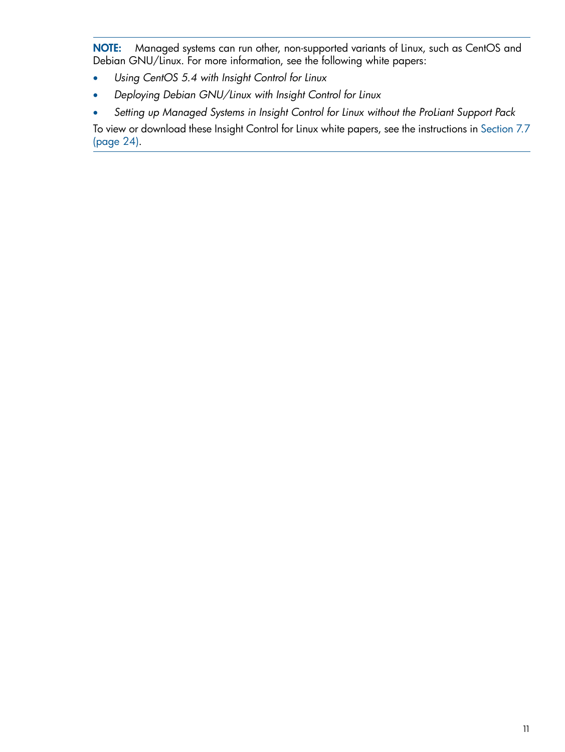**NOTE:** Managed systems can run other, non-supported variants of Linux, such as CentOS and Debian GNU/Linux. For more information, see the following white papers:

- *Using CentOS 5.4 with Insight Control for Linux*
- *Deploying Debian GNU/Linux with Insight Control for Linux*
- *Setting up Managed Systems in Insight Control for Linux without the ProLiant Support Pack*

To view or download these Insight Control for Linux white papers, see the instructions in Section 7.7 (page 24).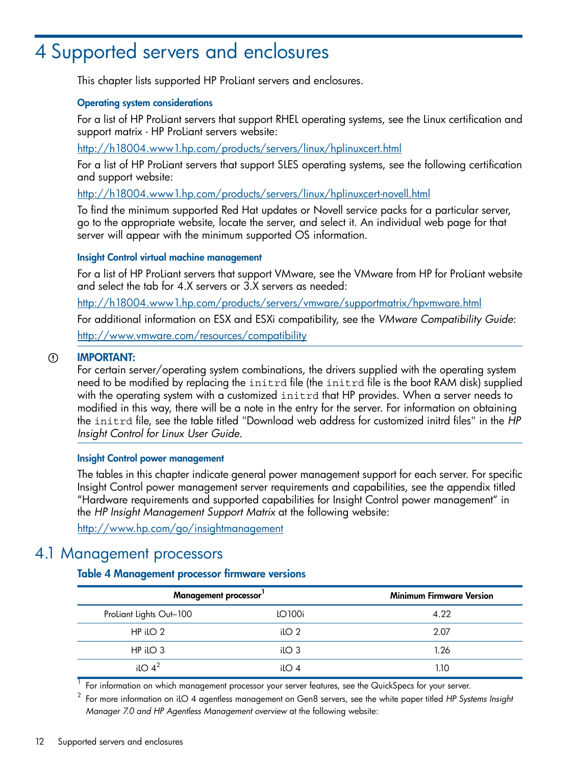# 4 Supported servers and enclosures

This chapter lists supported HP ProLiant servers and enclosures.

### Operating system considerations

For a list of HP ProLiant servers that support RHEL operating systems, see the Linux certification and support matrix - HP ProLiant servers website:

http://h18004.www1.hp.com/products/servers/linux/hplinuxcert.html

For a list of HP ProLiant servers that support SLES operating systems, see the following certification and support website:

http://h18004.www1.hp.com/products/servers/linux/hplinuxcert-novell.html

To find the minimum supported Red Hat updates or Novell service packs for a particular server, go to the appropriate website, locate the server, and select it. An individual web page for that server will appear with the minimum supported OS information.

### Insight Control virtual machine management

For a list of HP ProLiant servers that support VMware, see the VMware from HP for ProLiant website and select the tab for 4.X servers or 3.X servers as needed:

http://h18004.www1.hp.com/products/servers/vmware/supportmatrix/hpvmware.html

For additional information on ESX and ESXi compatibility, see the *VMware Compatibility Guide*:

http://www.vmware.com/resources/compatibility

**IMPORTANT:**
For certain server/operating system combinations, the drivers supplied with the operating system need to be modified by replacing the `initrd` file (the `initrd` file is the boot RAM disk) supplied with the operating system with a customized `initrd` that HP provides. When a server needs to modified in this way, there will be a note in the entry for the server. For information on obtaining the `initrd` file, see the table titled "Download web address for customized initrd files" in the *HP Insight Control for Linux User Guide*.

### Insight Control power management

The tables in this chapter indicate general power management support for each server. For specific Insight Control power management server requirements and capabilities, see the appendix titled "Hardware requirements and supported capabilities for Insight Control power management" in the *HP Insight Management Support Matrix* at the following website:

http://www.hp.com/go/insightmanagement

## 4.1 Management processors

**Table 4 Management processor firmware versions**

| Management processor[1] | | Minimum Firmware Version |
|---|---|---|
| ProLiant Lights Out–100 | LO100i | 4.22 |
| HP iLO 2 | iLO 2 | 2.07 |
| HP iLO 3 | iLO 3 | 1.26 |
| iLO 4[2] | iLO 4 | 1.10 |

[1] For information on which management processor your server features, see the QuickSpecs for your server.

[2] For more information on iLO 4 agentless management on Gen8 servers, see the white paper titled *HP Systems Insight Manager 7.0 and HP Agentless Management overview* at the following website: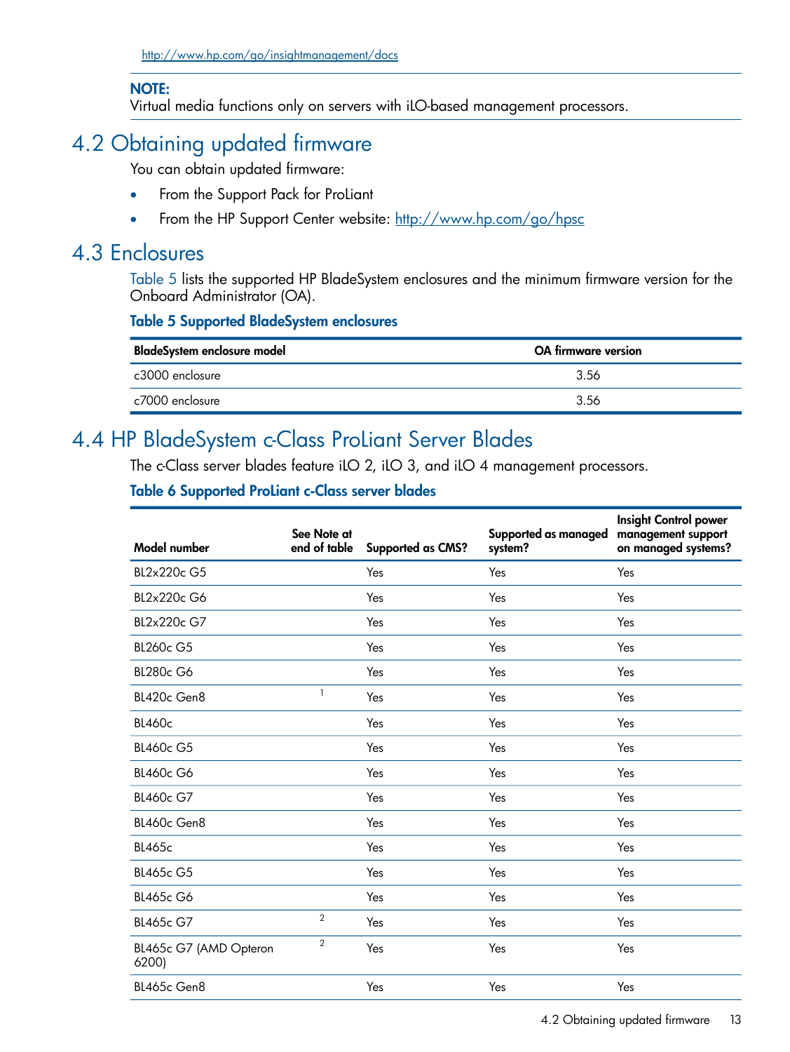http://www.hp.com/go/insightmanagement/docs

**NOTE:**
Virtual media functions only on servers with iLO-based management processors.

## 4.2 Obtaining updated firmware

You can obtain updated firmware:

- From the Support Pack for ProLiant
- From the HP Support Center website: http://www.hp.com/go/hpsc

## 4.3 Enclosures

Table 5 lists the supported HP BladeSystem enclosures and the minimum firmware version for the Onboard Administrator (OA).

**Table 5 Supported BladeSystem enclosures**

| BladeSystem enclosure model | OA firmware version |
|---|---|
| c3000 enclosure | 3.56 |
| c7000 enclosure | 3.56 |

## 4.4 HP BladeSystem c-Class ProLiant Server Blades

The c-Class server blades feature iLO 2, iLO 3, and iLO 4 management processors.

**Table 6 Supported ProLiant c-Class server blades**

| Model number | See Note at end of table | Supported as CMS? | Supported as managed system? | Insight Control power management support on managed systems? |
|---|---|---|---|---|
| BL2x220c G5 | | Yes | Yes | Yes |
| BL2x220c G6 | | Yes | Yes | Yes |
| BL2x220c G7 | | Yes | Yes | Yes |
| BL260c G5 | | Yes | Yes | Yes |
| BL280c G6 | | Yes | Yes | Yes |
| BL420c Gen8 | 1 | Yes | Yes | Yes |
| BL460c | | Yes | Yes | Yes |
| BL460c G5 | | Yes | Yes | Yes |
| BL460c G6 | | Yes | Yes | Yes |
| BL460c G7 | | Yes | Yes | Yes |
| BL460c Gen8 | | Yes | Yes | Yes |
| BL465c | | Yes | Yes | Yes |
| BL465c G5 | | Yes | Yes | Yes |
| BL465c G6 | | Yes | Yes | Yes |
| BL465c G7 | 2 | Yes | Yes | Yes |
| BL465c G7 (AMD Opteron 6200) | 2 | Yes | Yes | Yes |
| BL465c Gen8 | | Yes | Yes | Yes |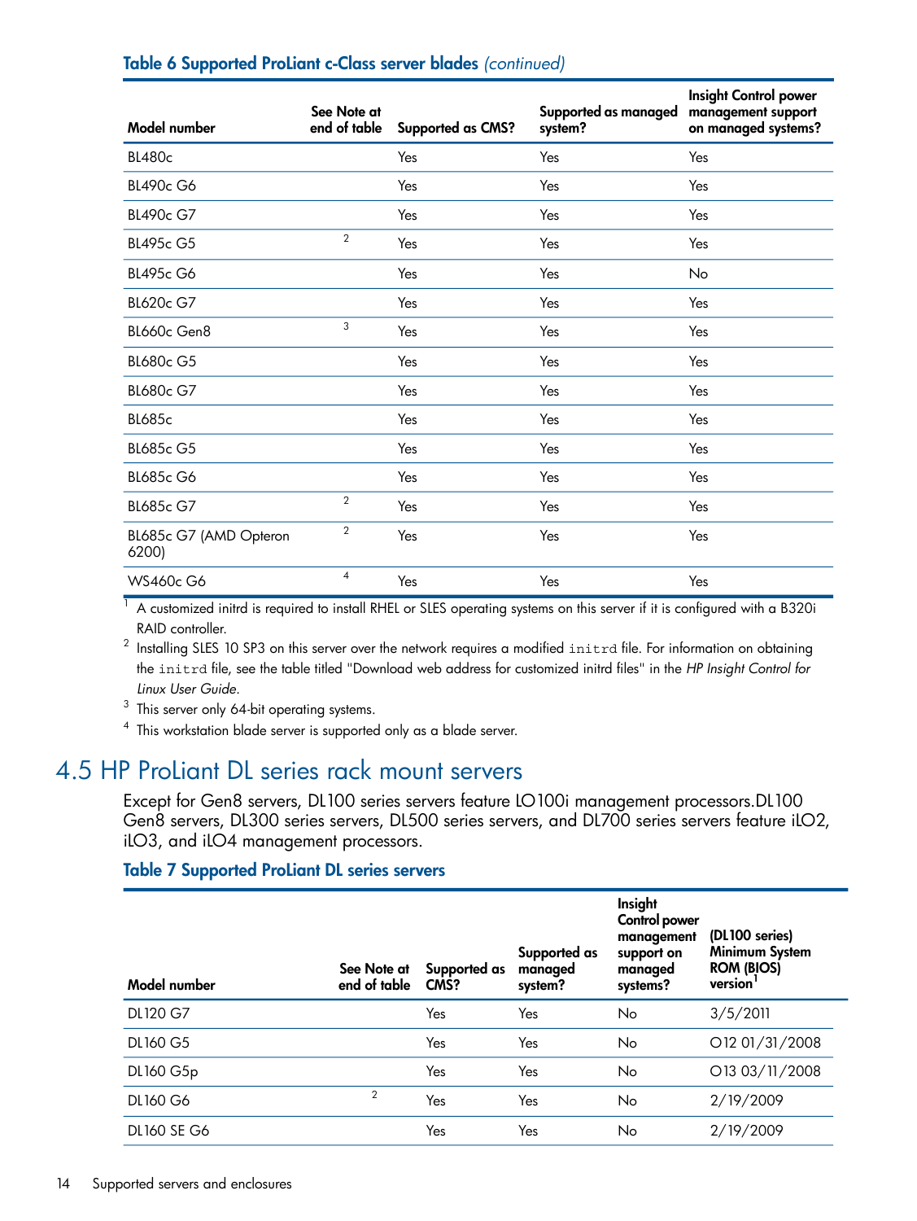**Table 6 Supported ProLiant c-Class server blades** *(continued)*

| Model number | See Note at end of table | Supported as CMS? | Supported as managed system? | Insight Control power management support on managed systems? |
|---|---|---|---|---|
| BL480c | | Yes | Yes | Yes |
| BL490c G6 | | Yes | Yes | Yes |
| BL490c G7 | | Yes | Yes | Yes |
| BL495c G5 | 2 | Yes | Yes | Yes |
| BL495c G6 | | Yes | Yes | No |
| BL620c G7 | | Yes | Yes | Yes |
| BL660c Gen8 | 3 | Yes | Yes | Yes |
| BL680c G5 | | Yes | Yes | Yes |
| BL680c G7 | | Yes | Yes | Yes |
| BL685c | | Yes | Yes | Yes |
| BL685c G5 | | Yes | Yes | Yes |
| BL685c G6 | | Yes | Yes | Yes |
| BL685c G7 | 2 | Yes | Yes | Yes |
| BL685c G7 (AMD Opteron 6200) | 2 | Yes | Yes | Yes |
| WS460c G6 | 4 | Yes | Yes | Yes |

[1] A customized initrd is required to install RHEL or SLES operating systems on this server if it is configured with a B320i RAID controller.

[2] Installing SLES 10 SP3 on this server over the network requires a modified `initrd` file. For information on obtaining the `initrd` file, see the table titled "Download web address for customized initrd files" in the *HP Insight Control for Linux User Guide*.

[3] This server only 64-bit operating systems.

[4] This workstation blade server is supported only as a blade server.

## 4.5 HP ProLiant DL series rack mount servers

Except for Gen8 servers, DL100 series servers feature LO100i management processors.DL100 Gen8 servers, DL300 series servers, DL500 series servers, and DL700 series servers feature iLO2, iLO3, and iLO4 management processors.

**Table 7 Supported ProLiant DL series servers**

| Model number | See Note at end of table | Supported as CMS? | Supported as managed system? | Insight Control power management support on managed systems? | (DL100 series) Minimum System ROM (BIOS) version[1] |
|---|---|---|---|---|---|
| DL120 G7 | | Yes | Yes | No | 3/5/2011 |
| DL160 G5 | | Yes | Yes | No | O12 01/31/2008 |
| DL160 G5p | | Yes | Yes | No | O13 03/11/2008 |
| DL160 G6 | 2 | Yes | Yes | No | 2/19/2009 |
| DL160 SE G6 | | Yes | Yes | No | 2/19/2009 |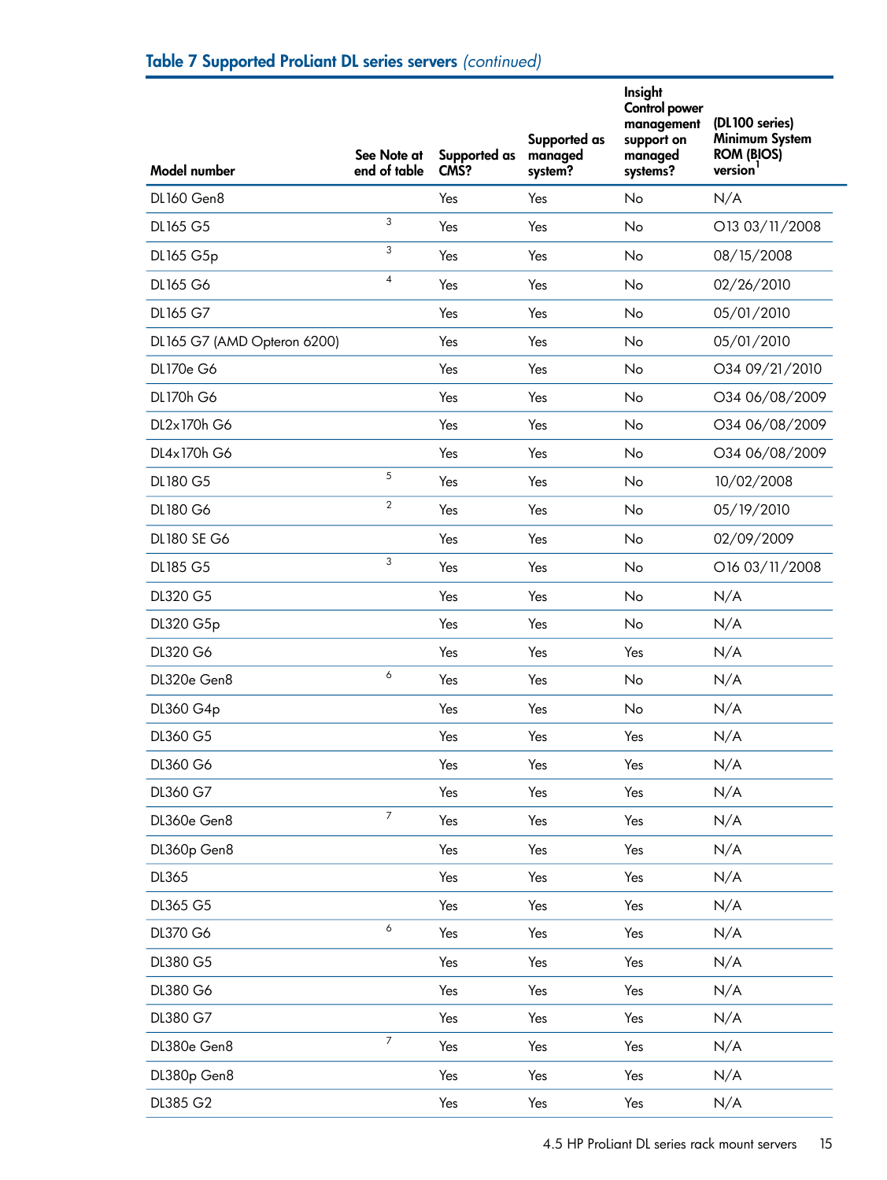**Table 7 Supported ProLiant DL series servers** *(continued)*

| Model number | See Note at end of table | Supported as CMS? | Supported as managed system? | Insight Control power management support on managed systems? | (DL100 series) Minimum System ROM (BIOS) version[1] |
|---|---|---|---|---|---|
| DL160 Gen8 | | Yes | Yes | No | N/A |
| DL165 G5 | 3 | Yes | Yes | No | O13 03/11/2008 |
| DL165 G5p | 3 | Yes | Yes | No | 08/15/2008 |
| DL165 G6 | 4 | Yes | Yes | No | 02/26/2010 |
| DL165 G7 | | Yes | Yes | No | 05/01/2010 |
| DL165 G7 (AMD Opteron 6200) | | Yes | Yes | No | 05/01/2010 |
| DL170e G6 | | Yes | Yes | No | O34 09/21/2010 |
| DL170h G6 | | Yes | Yes | No | O34 06/08/2009 |
| DL2x170h G6 | | Yes | Yes | No | O34 06/08/2009 |
| DL4x170h G6 | | Yes | Yes | No | O34 06/08/2009 |
| DL180 G5 | 5 | Yes | Yes | No | 10/02/2008 |
| DL180 G6 | 2 | Yes | Yes | No | 05/19/2010 |
| DL180 SE G6 | | Yes | Yes | No | 02/09/2009 |
| DL185 G5 | 3 | Yes | Yes | No | O16 03/11/2008 |
| DL320 G5 | | Yes | Yes | No | N/A |
| DL320 G5p | | Yes | Yes | No | N/A |
| DL320 G6 | | Yes | Yes | Yes | N/A |
| DL320e Gen8 | 6 | Yes | Yes | No | N/A |
| DL360 G4p | | Yes | Yes | No | N/A |
| DL360 G5 | | Yes | Yes | Yes | N/A |
| DL360 G6 | | Yes | Yes | Yes | N/A |
| DL360 G7 | | Yes | Yes | Yes | N/A |
| DL360e Gen8 | 7 | Yes | Yes | Yes | N/A |
| DL360p Gen8 | | Yes | Yes | Yes | N/A |
| DL365 | | Yes | Yes | Yes | N/A |
| DL365 G5 | | Yes | Yes | Yes | N/A |
| DL370 G6 | 6 | Yes | Yes | Yes | N/A |
| DL380 G5 | | Yes | Yes | Yes | N/A |
| DL380 G6 | | Yes | Yes | Yes | N/A |
| DL380 G7 | | Yes | Yes | Yes | N/A |
| DL380e Gen8 | 7 | Yes | Yes | Yes | N/A |
| DL380p Gen8 | | Yes | Yes | Yes | N/A |
| DL385 G2 | | Yes | Yes | Yes | N/A |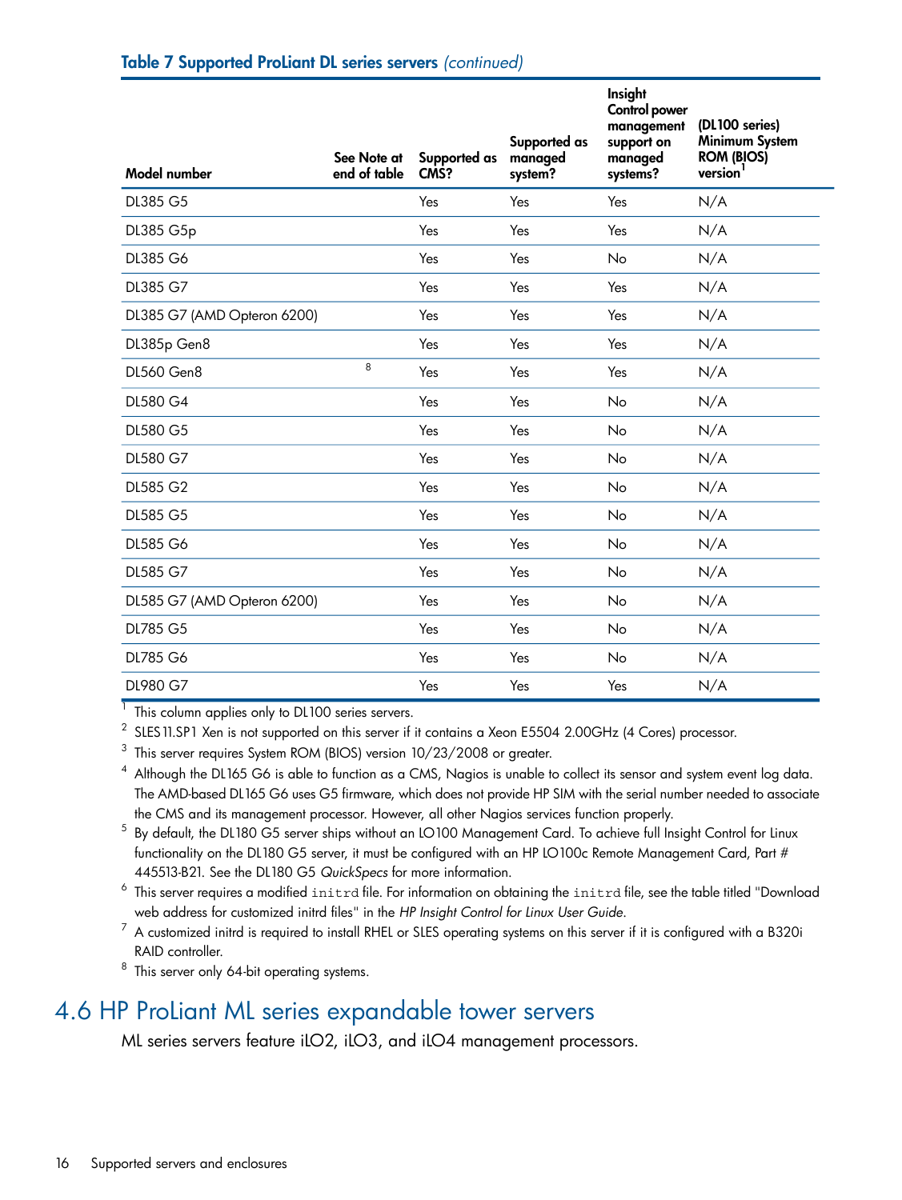**Table 7 Supported ProLiant DL series servers** *(continued)*

| Model number | See Note at end of table | Supported as CMS? | Supported as managed system? | Insight Control power management support on managed systems? | (DL100 series) Minimum System ROM (BIOS) version[1] |
|---|---|---|---|---|---|
| DL385 G5 | | Yes | Yes | Yes | N/A |
| DL385 G5p | | Yes | Yes | Yes | N/A |
| DL385 G6 | | Yes | Yes | No | N/A |
| DL385 G7 | | Yes | Yes | Yes | N/A |
| DL385 G7 (AMD Opteron 6200) | | Yes | Yes | Yes | N/A |
| DL385p Gen8 | | Yes | Yes | Yes | N/A |
| DL560 Gen8 | 8 | Yes | Yes | Yes | N/A |
| DL580 G4 | | Yes | Yes | No | N/A |
| DL580 G5 | | Yes | Yes | No | N/A |
| DL580 G7 | | Yes | Yes | No | N/A |
| DL585 G2 | | Yes | Yes | No | N/A |
| DL585 G5 | | Yes | Yes | No | N/A |
| DL585 G6 | | Yes | Yes | No | N/A |
| DL585 G7 | | Yes | Yes | No | N/A |
| DL585 G7 (AMD Opteron 6200) | | Yes | Yes | No | N/A |
| DL785 G5 | | Yes | Yes | No | N/A |
| DL785 G6 | | Yes | Yes | No | N/A |
| DL980 G7 | | Yes | Yes | Yes | N/A |

1 This column applies only to DL100 series servers.

2 SLES 11.SP1 Xen is not supported on this server if it contains a Xeon E5504 2.00GHz (4 Cores) processor.

3 This server requires System ROM (BIOS) version 10/23/2008 or greater.

4 Although the DL165 G6 is able to function as a CMS, Nagios is unable to collect its sensor and system event log data. The AMD-based DL165 G6 uses G5 firmware, which does not provide HP SIM with the serial number needed to associate the CMS and its management processor. However, all other Nagios services function properly.

5 By default, the DL180 G5 server ships without an LO100 Management Card. To achieve full Insight Control for Linux functionality on the DL180 G5 server, it must be configured with an HP LO100c Remote Management Card, Part # 445513-B21. See the DL180 G5 *QuickSpecs* for more information.

6 This server requires a modified `initrd` file. For information on obtaining the `initrd` file, see the table titled "Download web address for customized initrd files" in the *HP Insight Control for Linux User Guide*.

7 A customized initrd is required to install RHEL or SLES operating systems on this server if it is configured with a B320i RAID controller.

8 This server only 64-bit operating systems.

## 4.6 HP ProLiant ML series expandable tower servers

ML series servers feature iLO2, iLO3, and iLO4 management processors.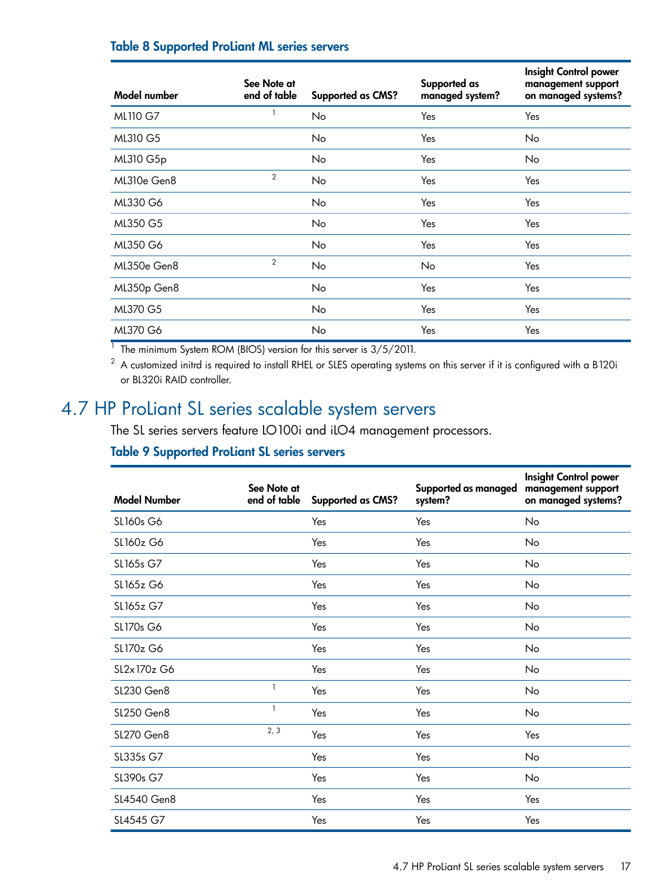**Table 8 Supported ProLiant ML series servers**

| Model number | See Note at end of table | Supported as CMS? | Supported as managed system? | Insight Control power management support on managed systems? |
|---|---|---|---|---|
| ML110 G7 | 1 | No | Yes | Yes |
| ML310 G5 | | No | Yes | No |
| ML310 G5p | | No | Yes | No |
| ML310e Gen8 | 2 | No | Yes | Yes |
| ML330 G6 | | No | Yes | Yes |
| ML350 G5 | | No | Yes | Yes |
| ML350 G6 | | No | Yes | Yes |
| ML350e Gen8 | 2 | No | No | Yes |
| ML350p Gen8 | | No | Yes | Yes |
| ML370 G5 | | No | Yes | Yes |
| ML370 G6 | | No | Yes | Yes |

[1] The minimum System ROM (BIOS) version for this server is 3/5/2011.

[2] A customized initrd is required to install RHEL or SLES operating systems on this server if it is configured with a B120i or BL320i RAID controller.

# 4.7 HP ProLiant SL series scalable system servers

The SL series servers feature LO100i and iLO4 management processors.

**Table 9 Supported ProLiant SL series servers**

| Model Number | See Note at end of table | Supported as CMS? | Supported as managed system? | Insight Control power management support on managed systems? |
|---|---|---|---|---|
| SL160s G6 | | Yes | Yes | No |
| SL160z G6 | | Yes | Yes | No |
| SL165s G7 | | Yes | Yes | No |
| SL165z G6 | | Yes | Yes | No |
| SL165z G7 | | Yes | Yes | No |
| SL170s G6 | | Yes | Yes | No |
| SL170z G6 | | Yes | Yes | No |
| SL2x170z G6 | | Yes | Yes | No |
| SL230 Gen8 | 1 | Yes | Yes | No |
| SL250 Gen8 | 1 | Yes | Yes | No |
| SL270 Gen8 | 2, 3 | Yes | Yes | Yes |
| SL335s G7 | | Yes | Yes | No |
| SL390s G7 | | Yes | Yes | No |
| SL4540 Gen8 | | Yes | Yes | Yes |
| SL4545 G7 | | Yes | Yes | Yes |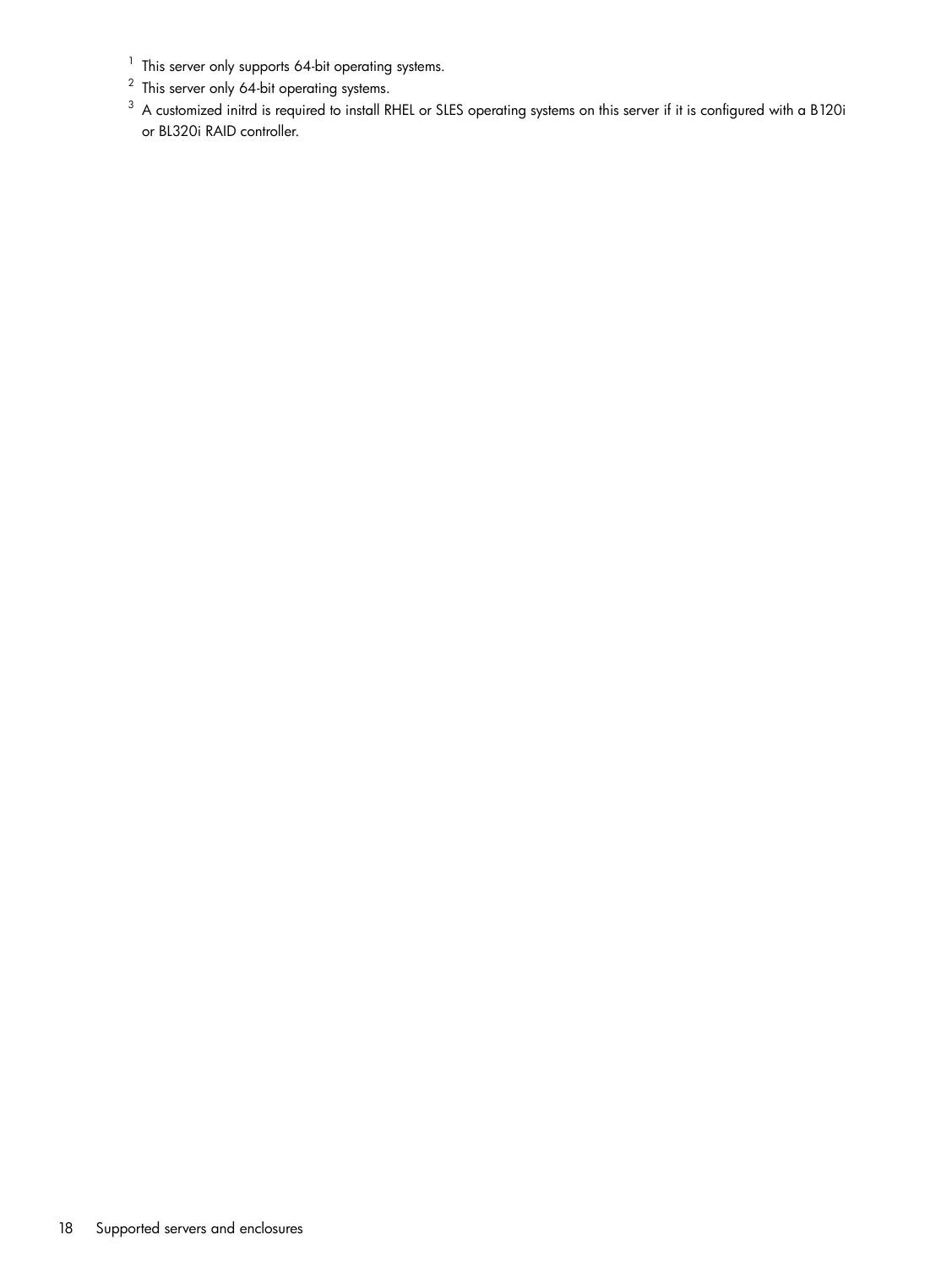[1] This server only supports 64-bit operating systems.

[2] This server only 64-bit operating systems.

[3] A customized initrd is required to install RHEL or SLES operating systems on this server if it is configured with a B120i or BL320i RAID controller.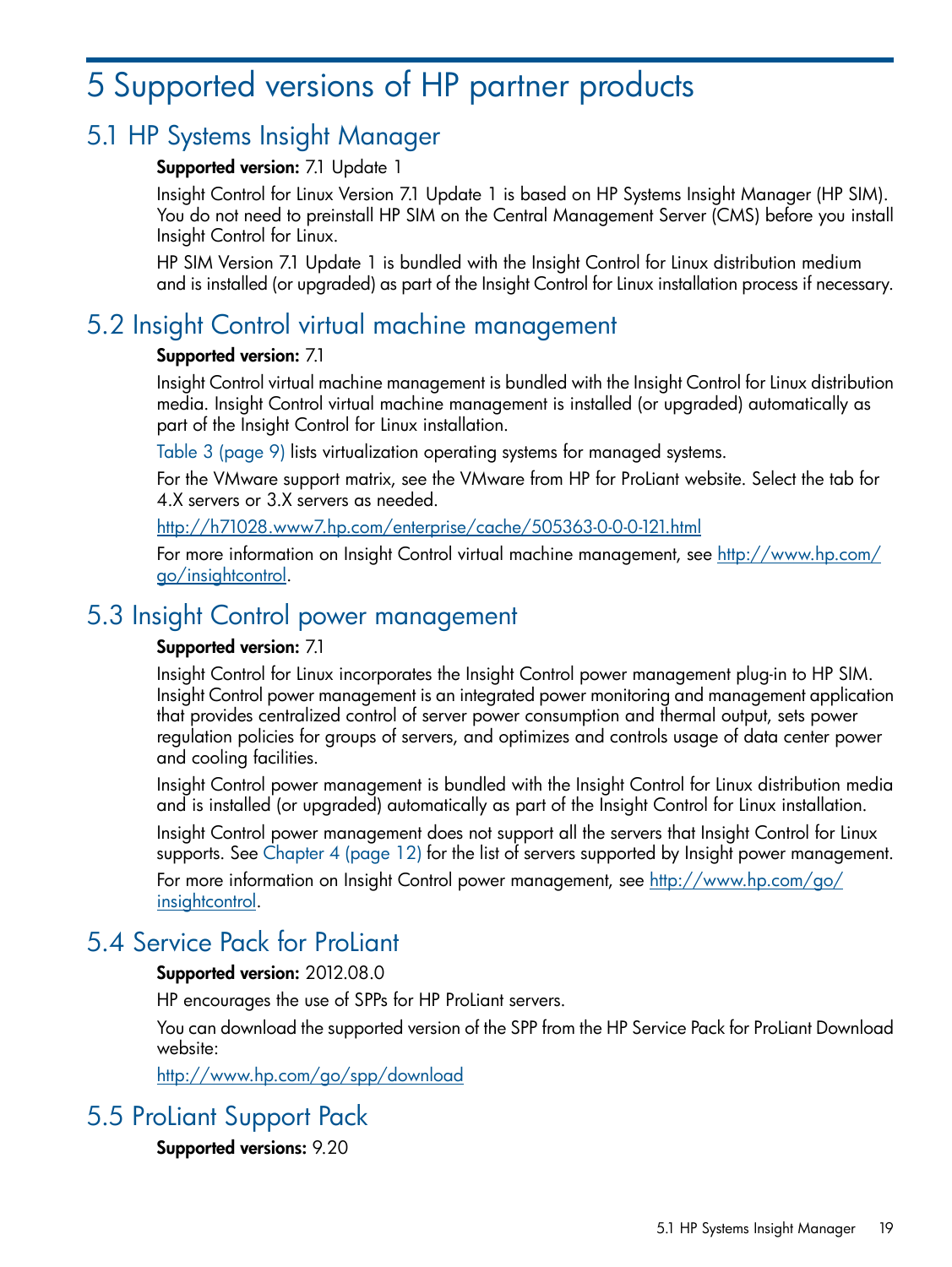# 5 Supported versions of HP partner products

## 5.1 HP Systems Insight Manager

**Supported version:** 7.1 Update 1

Insight Control for Linux Version 7.1 Update 1 is based on HP Systems Insight Manager (HP SIM). You do not need to preinstall HP SIM on the Central Management Server (CMS) before you install Insight Control for Linux.

HP SIM Version 7.1 Update 1 is bundled with the Insight Control for Linux distribution medium and is installed (or upgraded) as part of the Insight Control for Linux installation process if necessary.

## 5.2 Insight Control virtual machine management

**Supported version:** 7.1

Insight Control virtual machine management is bundled with the Insight Control for Linux distribution media. Insight Control virtual machine management is installed (or upgraded) automatically as part of the Insight Control for Linux installation.

Table 3 (page 9) lists virtualization operating systems for managed systems.

For the VMware support matrix, see the VMware from HP for ProLiant website. Select the tab for 4.X servers or 3.X servers as needed.

http://h71028.www7.hp.com/enterprise/cache/505363-0-0-0-121.html

For more information on Insight Control virtual machine management, see http://www.hp.com/go/insightcontrol.

## 5.3 Insight Control power management

**Supported version:** 7.1

Insight Control for Linux incorporates the Insight Control power management plug-in to HP SIM. Insight Control power management is an integrated power monitoring and management application that provides centralized control of server power consumption and thermal output, sets power regulation policies for groups of servers, and optimizes and controls usage of data center power and cooling facilities.

Insight Control power management is bundled with the Insight Control for Linux distribution media and is installed (or upgraded) automatically as part of the Insight Control for Linux installation.

Insight Control power management does not support all the servers that Insight Control for Linux supports. See Chapter 4 (page 12) for the list of servers supported by Insight power management.

For more information on Insight Control power management, see http://www.hp.com/go/insightcontrol.

## 5.4 Service Pack for ProLiant

**Supported version:** 2012.08.0

HP encourages the use of SPPs for HP ProLiant servers.

You can download the supported version of the SPP from the HP Service Pack for ProLiant Download website:

http://www.hp.com/go/spp/download

## 5.5 ProLiant Support Pack

**Supported versions:** 9.20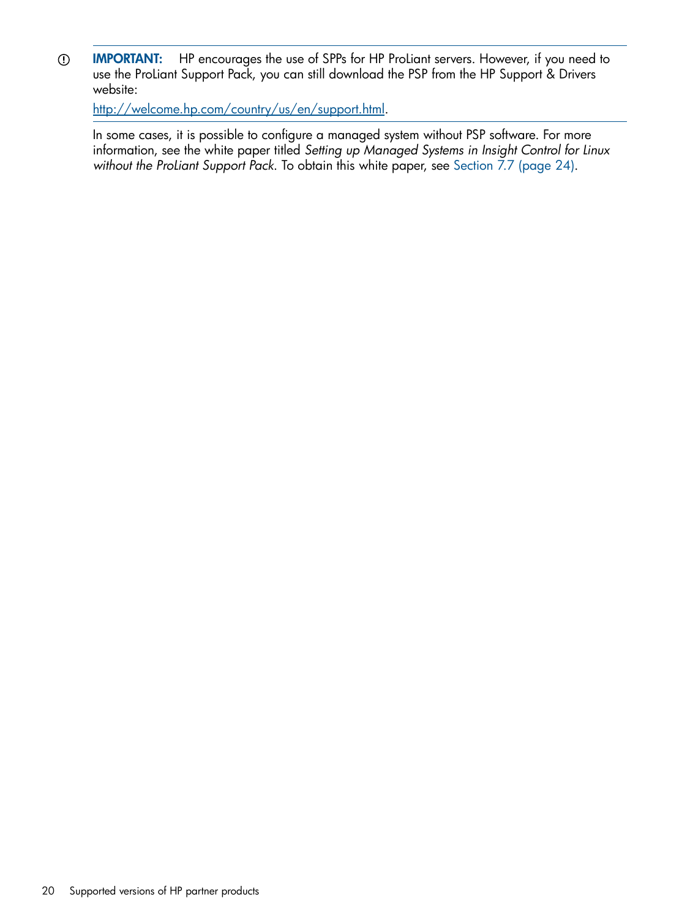**IMPORTANT:** HP encourages the use of SPPs for HP ProLiant servers. However, if you need to use the ProLiant Support Pack, you can still download the PSP from the HP Support & Drivers website:

http://welcome.hp.com/country/us/en/support.html.

In some cases, it is possible to configure a managed system without PSP software. For more information, see the white paper titled *Setting up Managed Systems in Insight Control for Linux without the ProLiant Support Pack*. To obtain this white paper, see Section 7.7 (page 24).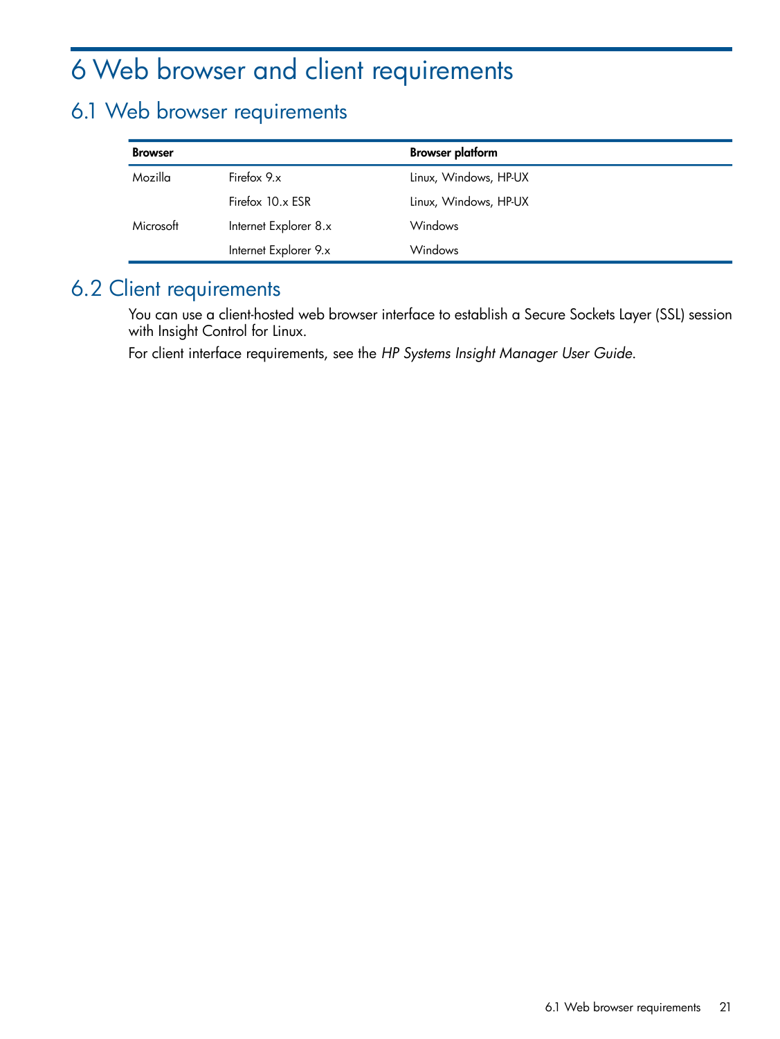# 6 Web browser and client requirements

## 6.1 Web browser requirements

| Browser | | Browser platform |
|---|---|---|
| Mozilla | Firefox 9.x | Linux, Windows, HP-UX |
| | Firefox 10.x ESR | Linux, Windows, HP-UX |
| Microsoft | Internet Explorer 8.x | Windows |
| | Internet Explorer 9.x | Windows |

## 6.2 Client requirements

You can use a client-hosted web browser interface to establish a Secure Sockets Layer (SSL) session with Insight Control for Linux.

For client interface requirements, see the *HP Systems Insight Manager User Guide*.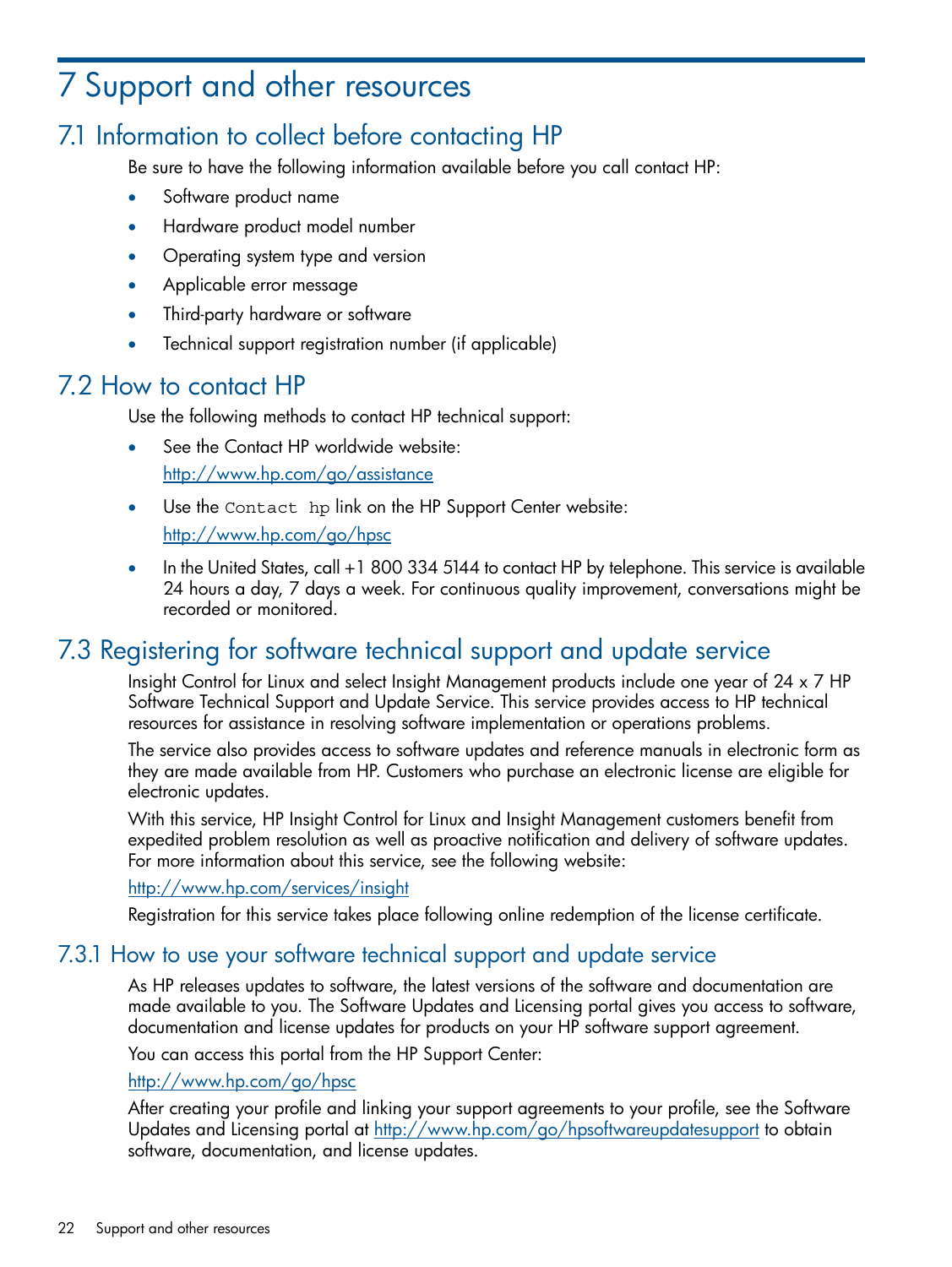# 7 Support and other resources

## 7.1 Information to collect before contacting HP

Be sure to have the following information available before you call contact HP:

- Software product name
- Hardware product model number
- Operating system type and version
- Applicable error message
- Third-party hardware or software
- Technical support registration number (if applicable)

## 7.2 How to contact HP

Use the following methods to contact HP technical support:

- See the Contact HP worldwide website:
  http://www.hp.com/go/assistance
- Use the `Contact hp` link on the HP Support Center website:
  http://www.hp.com/go/hpsc
- In the United States, call +1 800 334 5144 to contact HP by telephone. This service is available 24 hours a day, 7 days a week. For continuous quality improvement, conversations might be recorded or monitored.

## 7.3 Registering for software technical support and update service

Insight Control for Linux and select Insight Management products include one year of 24 x 7 HP Software Technical Support and Update Service. This service provides access to HP technical resources for assistance in resolving software implementation or operations problems.

The service also provides access to software updates and reference manuals in electronic form as they are made available from HP. Customers who purchase an electronic license are eligible for electronic updates.

With this service, HP Insight Control for Linux and Insight Management customers benefit from expedited problem resolution as well as proactive notification and delivery of software updates. For more information about this service, see the following website:

http://www.hp.com/services/insight

Registration for this service takes place following online redemption of the license certificate.

### 7.3.1 How to use your software technical support and update service

As HP releases updates to software, the latest versions of the software and documentation are made available to you. The Software Updates and Licensing portal gives you access to software, documentation and license updates for products on your HP software support agreement.

You can access this portal from the HP Support Center:

http://www.hp.com/go/hpsc

After creating your profile and linking your support agreements to your profile, see the Software Updates and Licensing portal at http://www.hp.com/go/hpsoftwareupdatesupport to obtain software, documentation, and license updates.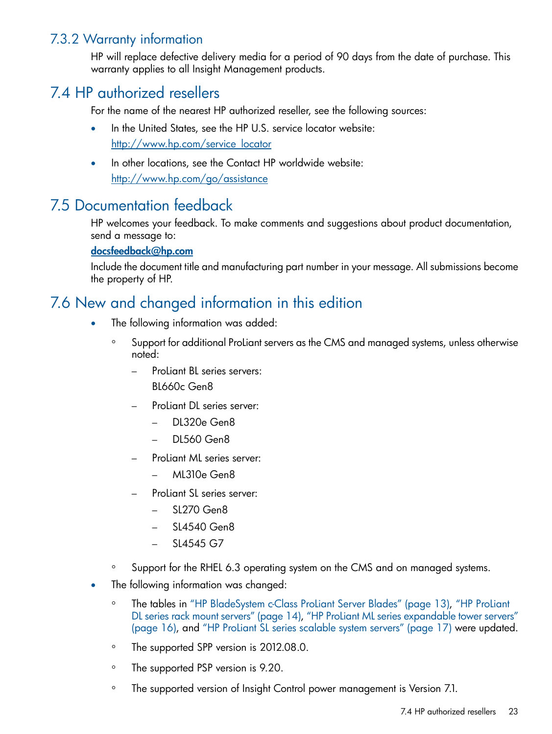### 7.3.2 Warranty information

HP will replace defective delivery media for a period of 90 days from the date of purchase. This warranty applies to all Insight Management products.

## 7.4 HP authorized resellers

For the name of the nearest HP authorized reseller, see the following sources:

- In the United States, see the HP U.S. service locator website:
  http://www.hp.com/service_locator
- In other locations, see the Contact HP worldwide website:
  http://www.hp.com/go/assistance

## 7.5 Documentation feedback

HP welcomes your feedback. To make comments and suggestions about product documentation, send a message to:

**docsfeedback@hp.com**

Include the document title and manufacturing part number in your message. All submissions become the property of HP.

## 7.6 New and changed information in this edition

- The following information was added:
  - Support for additional ProLiant servers as the CMS and managed systems, unless otherwise noted:
    - ProLiant BL series servers:
      BL660c Gen8
    - ProLiant DL series server:
      - DL320e Gen8
      - DL560 Gen8
    - ProLiant ML series server:
      - ML310e Gen8
    - ProLiant SL series server:
      - SL270 Gen8
      - SL4540 Gen8
      - SL4545 G7
  - Support for the RHEL 6.3 operating system on the CMS and on managed systems.
- The following information was changed:
  - The tables in "HP BladeSystem c-Class ProLiant Server Blades" (page 13), "HP ProLiant DL series rack mount servers" (page 14), "HP ProLiant ML series expandable tower servers" (page 16), and "HP ProLiant SL series scalable system servers" (page 17) were updated.
  - The supported SPP version is 2012.08.0.
  - The supported PSP version is 9.20.
  - The supported version of Insight Control power management is Version 7.1.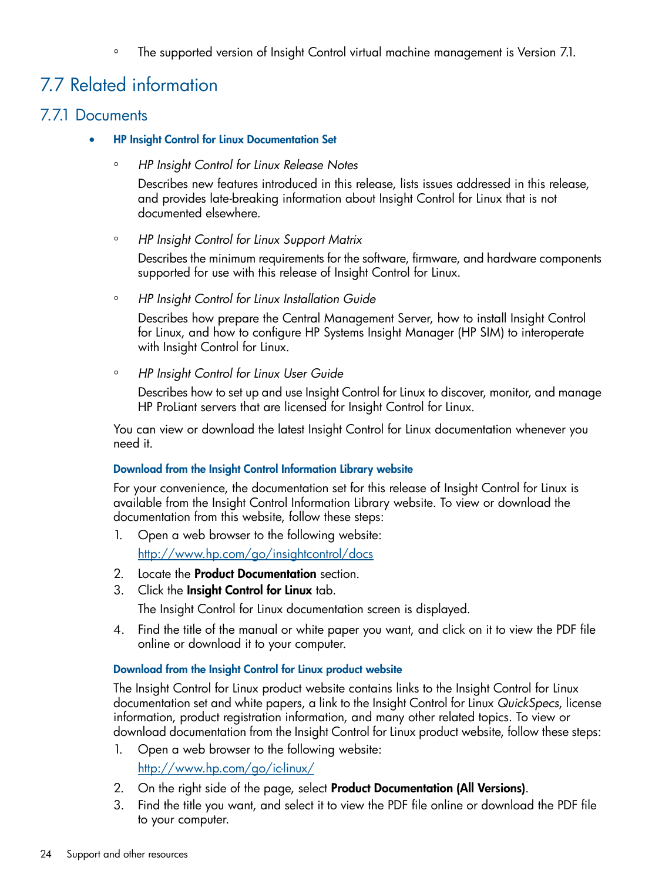- The supported version of Insight Control virtual machine management is Version 7.1.

## 7.7 Related information

### 7.7.1 Documents

- **HP Insight Control for Linux Documentation Set**
  - *HP Insight Control for Linux Release Notes*

    Describes new features introduced in this release, lists issues addressed in this release, and provides late-breaking information about Insight Control for Linux that is not documented elsewhere.

  - *HP Insight Control for Linux Support Matrix*

    Describes the minimum requirements for the software, firmware, and hardware components supported for use with this release of Insight Control for Linux.

  - *HP Insight Control for Linux Installation Guide*

    Describes how prepare the Central Management Server, how to install Insight Control for Linux, and how to configure HP Systems Insight Manager (HP SIM) to interoperate with Insight Control for Linux.

  - *HP Insight Control for Linux User Guide*

    Describes how to set up and use Insight Control for Linux to discover, monitor, and manage HP ProLiant servers that are licensed for Insight Control for Linux.

  You can view or download the latest Insight Control for Linux documentation whenever you need it.

  **Download from the Insight Control Information Library website**

  For your convenience, the documentation set for this release of Insight Control for Linux is available from the Insight Control Information Library website. To view or download the documentation from this website, follow these steps:

  1. Open a web browser to the following website:

     http://www.hp.com/go/insightcontrol/docs

  2. Locate the **Product Documentation** section.
  3. Click the **Insight Control for Linux** tab.

     The Insight Control for Linux documentation screen is displayed.

  4. Find the title of the manual or white paper you want, and click on it to view the PDF file online or download it to your computer.

  **Download from the Insight Control for Linux product website**

  The Insight Control for Linux product website contains links to the Insight Control for Linux documentation set and white papers, a link to the Insight Control for Linux *QuickSpecs*, license information, product registration information, and many other related topics. To view or download documentation from the Insight Control for Linux product website, follow these steps:

  1. Open a web browser to the following website:

     http://www.hp.com/go/ic-linux/

  2. On the right side of the page, select **Product Documentation (All Versions)**.
  3. Find the title you want, and select it to view the PDF file online or download the PDF file to your computer.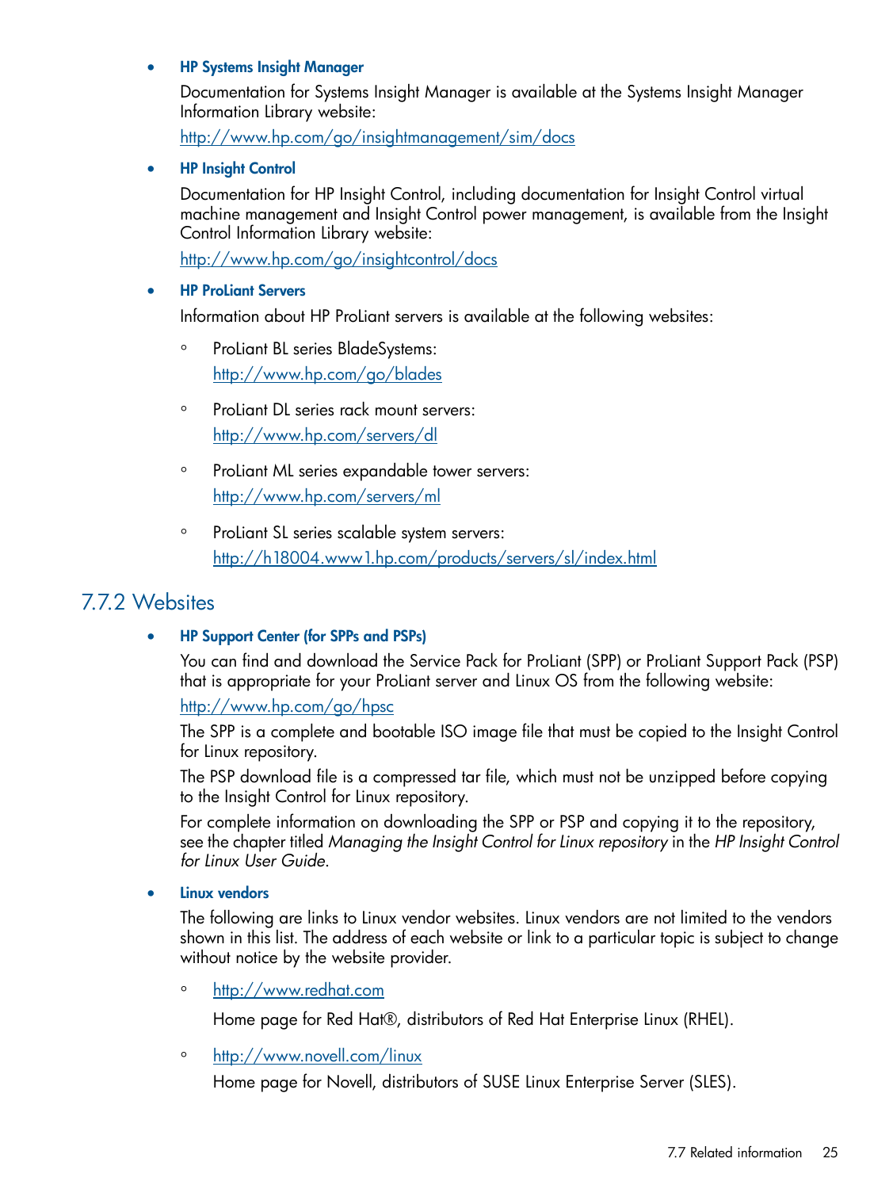- **HP Systems Insight Manager**

  Documentation for Systems Insight Manager is available at the Systems Insight Manager Information Library website:

  http://www.hp.com/go/insightmanagement/sim/docs

- **HP Insight Control**

  Documentation for HP Insight Control, including documentation for Insight Control virtual machine management and Insight Control power management, is available from the Insight Control Information Library website:

  http://www.hp.com/go/insightcontrol/docs

- **HP ProLiant Servers**

  Information about HP ProLiant servers is available at the following websites:

  - ProLiant BL series BladeSystems:

    http://www.hp.com/go/blades

  - ProLiant DL series rack mount servers:

    http://www.hp.com/servers/dl

  - ProLiant ML series expandable tower servers:

    http://www.hp.com/servers/ml

  - ProLiant SL series scalable system servers:

    http://h18004.www1.hp.com/products/servers/sl/index.html

## 7.7.2 Websites

- **HP Support Center (for SPPs and PSPs)**

  You can find and download the Service Pack for ProLiant (SPP) or ProLiant Support Pack (PSP) that is appropriate for your ProLiant server and Linux OS from the following website:

  http://www.hp.com/go/hpsc

  The SPP is a complete and bootable ISO image file that must be copied to the Insight Control for Linux repository.

  The PSP download file is a compressed tar file, which must not be unzipped before copying to the Insight Control for Linux repository.

  For complete information on downloading the SPP or PSP and copying it to the repository, see the chapter titled *Managing the Insight Control for Linux repository* in the *HP Insight Control for Linux User Guide*.

- **Linux vendors**

  The following are links to Linux vendor websites. Linux vendors are not limited to the vendors shown in this list. The address of each website or link to a particular topic is subject to change without notice by the website provider.

  - http://www.redhat.com

    Home page for Red Hat®, distributors of Red Hat Enterprise Linux (RHEL).

  - http://www.novell.com/linux

    Home page for Novell, distributors of SUSE Linux Enterprise Server (SLES).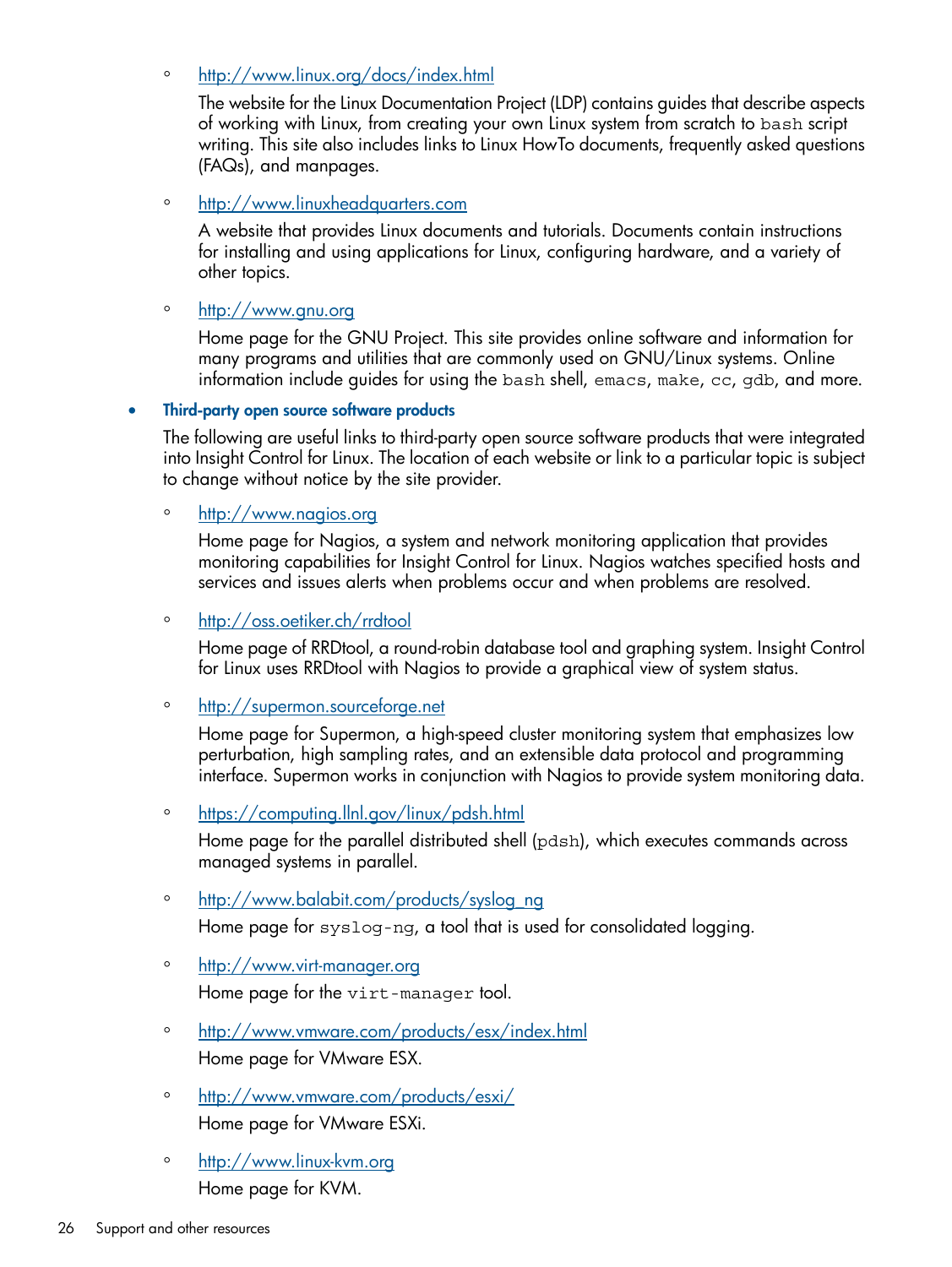- http://www.linux.org/docs/index.html

     The website for the Linux Documentation Project (LDP) contains guides that describe aspects of working with Linux, from creating your own Linux system from scratch to `bash` script writing. This site also includes links to Linux HowTo documents, frequently asked questions (FAQs), and manpages.

   - http://www.linuxheadquarters.com

     A website that provides Linux documents and tutorials. Documents contain instructions for installing and using applications for Linux, configuring hardware, and a variety of other topics.

   - http://www.gnu.org

     Home page for the GNU Project. This site provides online software and information for many programs and utilities that are commonly used on GNU/Linux systems. Online information include guides for using the `bash` shell, `emacs`, `make`, `cc`, `gdb`, and more.

- **Third-party open source software products**

  The following are useful links to third-party open source software products that were integrated into Insight Control for Linux. The location of each website or link to a particular topic is subject to change without notice by the site provider.

   - http://www.nagios.org

     Home page for Nagios, a system and network monitoring application that provides monitoring capabilities for Insight Control for Linux. Nagios watches specified hosts and services and issues alerts when problems occur and when problems are resolved.

   - http://oss.oetiker.ch/rrdtool

     Home page of RRDtool, a round-robin database tool and graphing system. Insight Control for Linux uses RRDtool with Nagios to provide a graphical view of system status.

   - http://supermon.sourceforge.net

     Home page for Supermon, a high-speed cluster monitoring system that emphasizes low perturbation, high sampling rates, and an extensible data protocol and programming interface. Supermon works in conjunction with Nagios to provide system monitoring data.

   - https://computing.llnl.gov/linux/pdsh.html

     Home page for the parallel distributed shell (`pdsh`), which executes commands across managed systems in parallel.

   - http://www.balabit.com/products/syslog_ng

     Home page for `syslog-ng`, a tool that is used for consolidated logging.

   - http://www.virt-manager.org

     Home page for the `virt-manager` tool.

   - http://www.vmware.com/products/esx/index.html

     Home page for VMware ESX.

   - http://www.vmware.com/products/esxi/

     Home page for VMware ESXi.

   - http://www.linux-kvm.org

     Home page for KVM.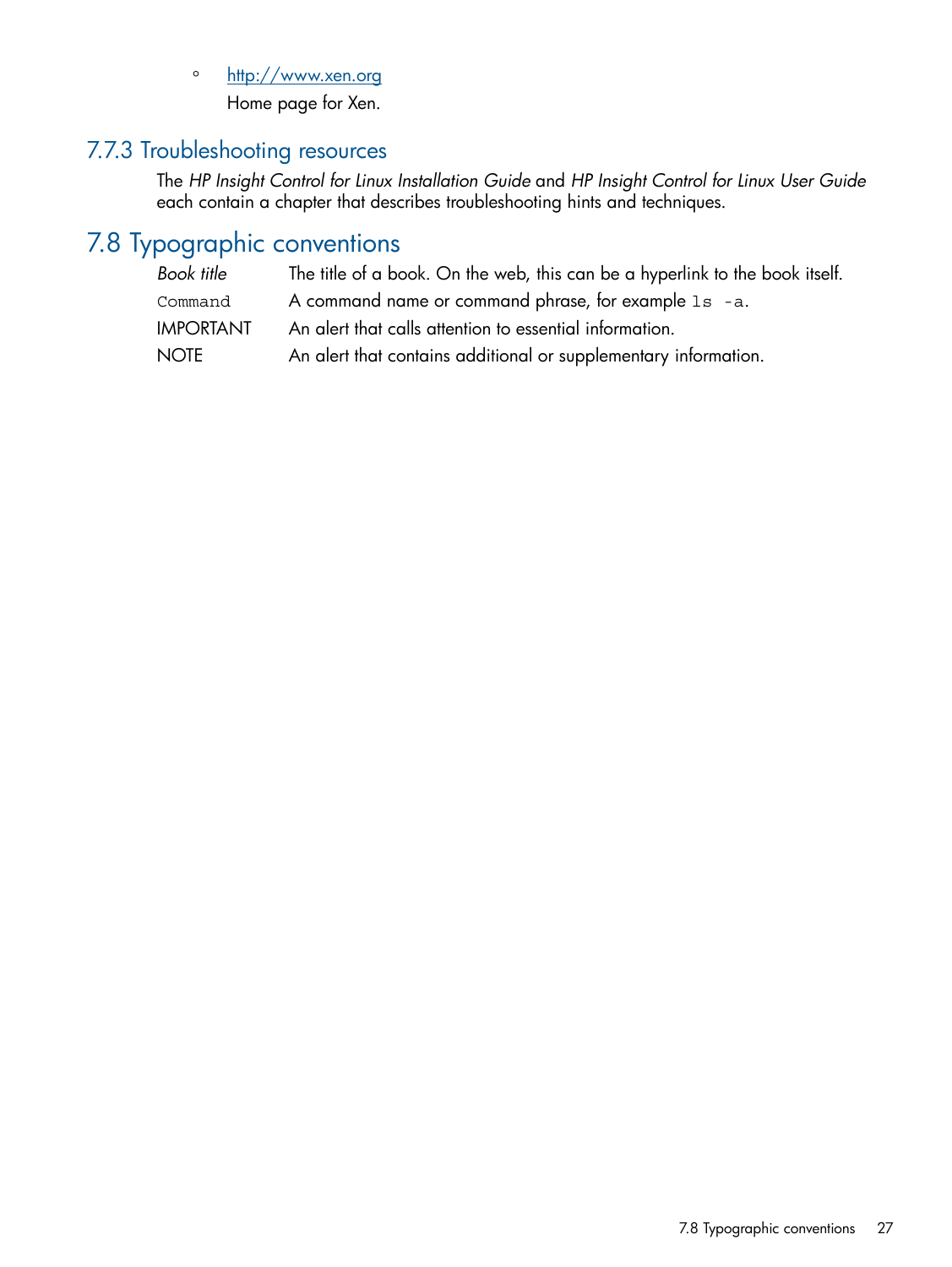- [http://www.xen.org](http://www.xen.org)
  Home page for Xen.

### 7.7.3 Troubleshooting resources

The *HP Insight Control for Linux Installation Guide* and *HP Insight Control for Linux User Guide* each contain a chapter that describes troubleshooting hints and techniques.

## 7.8 Typographic conventions

| | |
|---|---|
| *Book title* | The title of a book. On the web, this can be a hyperlink to the book itself. |
| `Command` | A command name or command phrase, for example `ls -a`. |
| IMPORTANT | An alert that calls attention to essential information. |
| NOTE | An alert that contains additional or supplementary information. |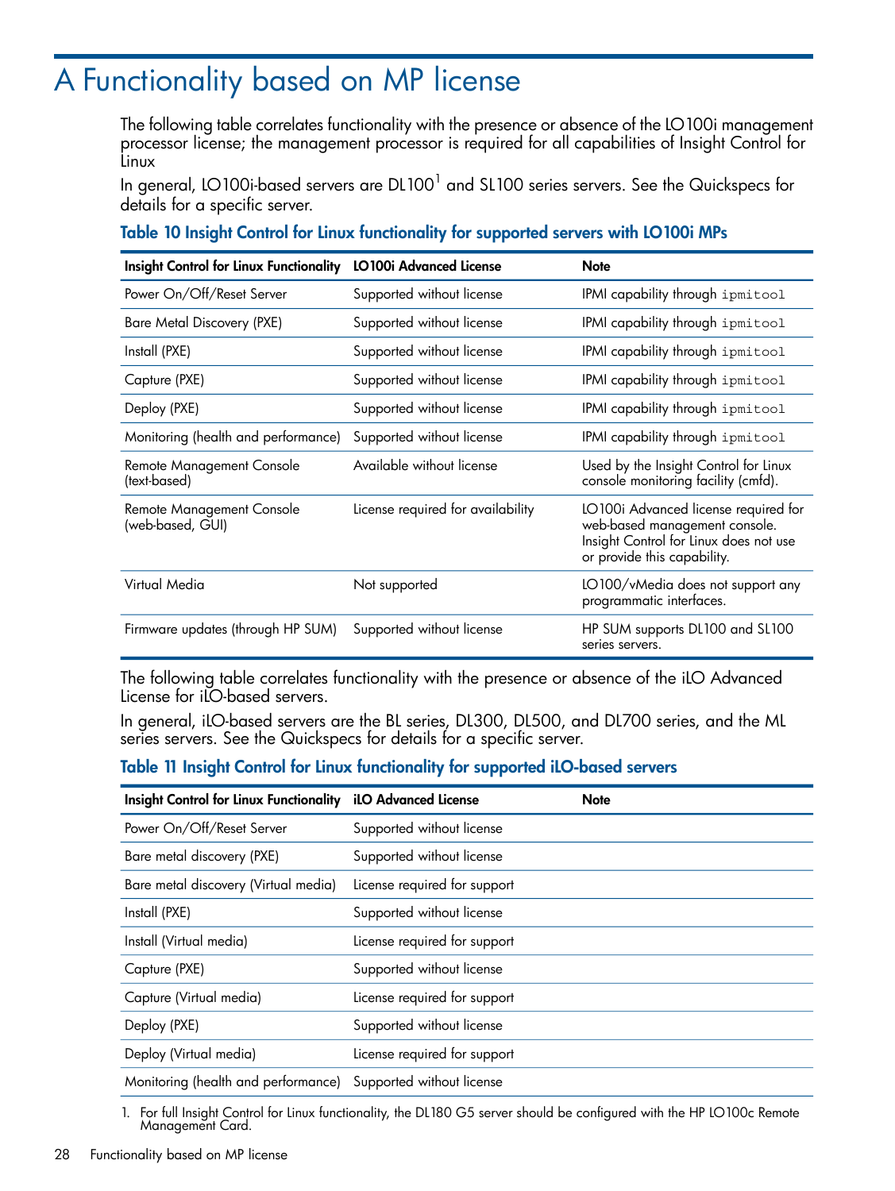# A Functionality based on MP license

The following table correlates functionality with the presence or absence of the LO100i management processor license; the management processor is required for all capabilities of Insight Control for Linux

In general, LO100i-based servers are DL100[1] and SL100 series servers. See the Quickspecs for details for a specific server.

**Table 10 Insight Control for Linux functionality for supported servers with LO100i MPs**

| Insight Control for Linux Functionality | LO100i Advanced License | Note |
|---|---|---|
| Power On/Off/Reset Server | Supported without license | IPMI capability through `ipmitool` |
| Bare Metal Discovery (PXE) | Supported without license | IPMI capability through `ipmitool` |
| Install (PXE) | Supported without license | IPMI capability through `ipmitool` |
| Capture (PXE) | Supported without license | IPMI capability through `ipmitool` |
| Deploy (PXE) | Supported without license | IPMI capability through `ipmitool` |
| Monitoring (health and performance) | Supported without license | IPMI capability through `ipmitool` |
| Remote Management Console (text-based) | Available without license | Used by the Insight Control for Linux console monitoring facility (cmfd). |
| Remote Management Console (web-based, GUI) | License required for availability | LO100i Advanced license required for web-based management console. Insight Control for Linux does not use or provide this capability. |
| Virtual Media | Not supported | LO100/vMedia does not support any programmatic interfaces. |
| Firmware updates (through HP SUM) | Supported without license | HP SUM supports DL100 and SL100 series servers. |

The following table correlates functionality with the presence or absence of the iLO Advanced License for iLO-based servers.

In general, iLO-based servers are the BL series, DL300, DL500, and DL700 series, and the ML series servers. See the Quickspecs for details for a specific server.

**Table 11 Insight Control for Linux functionality for supported iLO-based servers**

| Insight Control for Linux Functionality | iLO Advanced License | Note |
|---|---|---|
| Power On/Off/Reset Server | Supported without license | |
| Bare metal discovery (PXE) | Supported without license | |
| Bare metal discovery (Virtual media) | License required for support | |
| Install (PXE) | Supported without license | |
| Install (Virtual media) | License required for support | |
| Capture (PXE) | Supported without license | |
| Capture (Virtual media) | License required for support | |
| Deploy (PXE) | Supported without license | |
| Deploy (Virtual media) | License required for support | |
| Monitoring (health and performance) | Supported without license | |

1. For full Insight Control for Linux functionality, the DL180 G5 server should be configured with the HP LO100c Remote Management Card.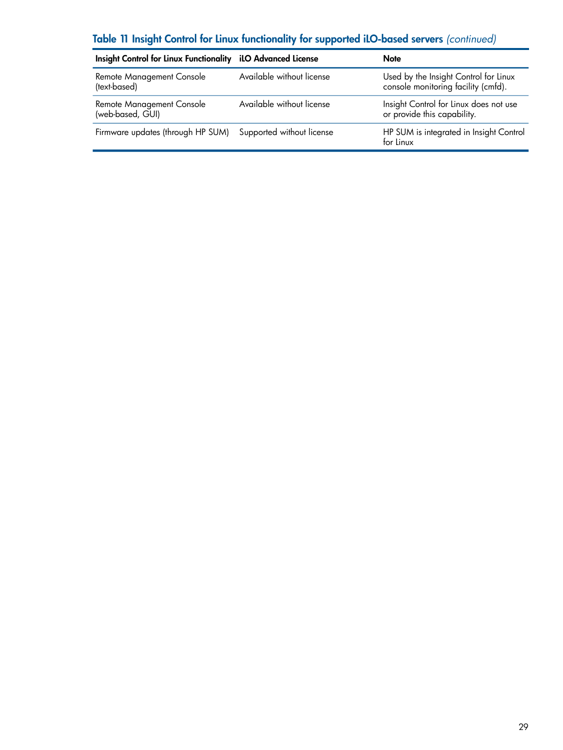**Table 11 Insight Control for Linux functionality for supported iLO-based servers** *(continued)*

| Insight Control for Linux Functionality | iLO Advanced License | Note |
| --- | --- | --- |
| Remote Management Console (text-based) | Available without license | Used by the Insight Control for Linux console monitoring facility (cmfd). |
| Remote Management Console (web-based, GUI) | Available without license | Insight Control for Linux does not use or provide this capability. |
| Firmware updates (through HP SUM) | Supported without license | HP SUM is integrated in Insight Control for Linux |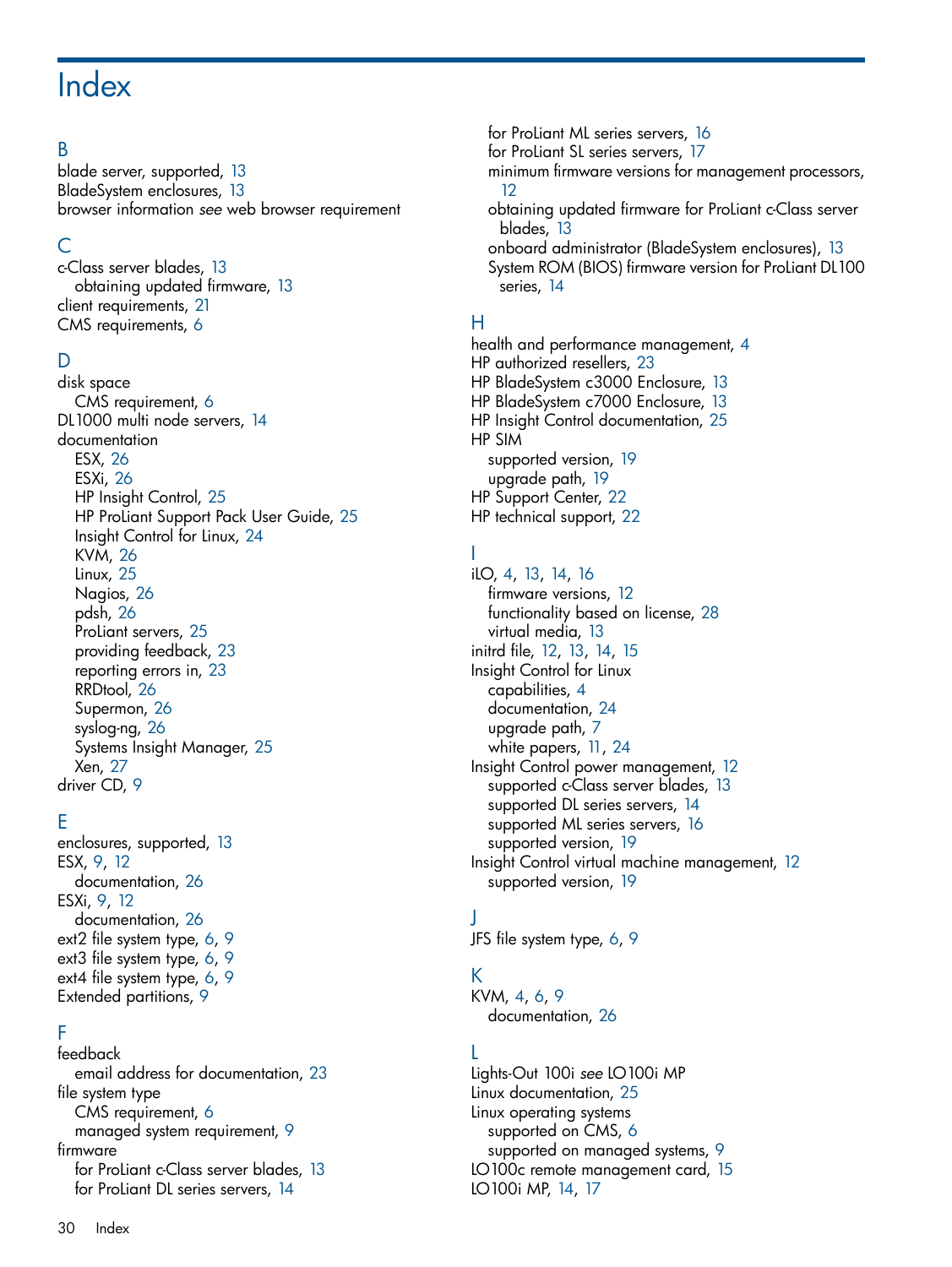# Index

## B

blade server, supported, 13
BladeSystem enclosures, 13
browser information *see* web browser requirement

## C

c-Class server blades, 13
  obtaining updated firmware, 13
client requirements, 21
CMS requirements, 6

## D

disk space
  CMS requirement, 6
DL1000 multi node servers, 14
documentation
  ESX, 26
  ESXi, 26
  HP Insight Control, 25
  HP ProLiant Support Pack User Guide, 25
  Insight Control for Linux, 24
  KVM, 26
  Linux, 25
  Nagios, 26
  pdsh, 26
  ProLiant servers, 25
  providing feedback, 23
  reporting errors in, 23
  RRDtool, 26
  Supermon, 26
  syslog-ng, 26
  Systems Insight Manager, 25
  Xen, 27
driver CD, 9

## E

enclosures, supported, 13
ESX, 9, 12
  documentation, 26
ESXi, 9, 12
  documentation, 26
ext2 file system type, 6, 9
ext3 file system type, 6, 9
ext4 file system type, 6, 9
Extended partitions, 9

## F

feedback
  email address for documentation, 23
file system type
  CMS requirement, 6
  managed system requirement, 9
firmware
  for ProLiant c-Class server blades, 13
  for ProLiant DL series servers, 14
  for ProLiant ML series servers, 16
  for ProLiant SL series servers, 17
  minimum firmware versions for management processors, 12
  obtaining updated firmware for ProLiant c-Class server blades, 13
  onboard administrator (BladeSystem enclosures), 13
  System ROM (BIOS) firmware version for ProLiant DL100 series, 14

## H

health and performance management, 4
HP authorized resellers, 23
HP BladeSystem c3000 Enclosure, 13
HP BladeSystem c7000 Enclosure, 13
HP Insight Control documentation, 25
HP SIM
  supported version, 19
  upgrade path, 19
HP Support Center, 22
HP technical support, 22

## I

iLO, 4, 13, 14, 16
  firmware versions, 12
  functionality based on license, 28
  virtual media, 13
initrd file, 12, 13, 14, 15
Insight Control for Linux
  capabilities, 4
  documentation, 24
  upgrade path, 7
  white papers, 11, 24
Insight Control power management, 12
  supported c-Class server blades, 13
  supported DL series servers, 14
  supported ML series servers, 16
  supported version, 19
Insight Control virtual machine management, 12
  supported version, 19

## J

JFS file system type, 6, 9

## K

KVM, 4, 6, 9
  documentation, 26

## L

Lights-Out 100i *see* LO100i MP
Linux documentation, 25
Linux operating systems
  supported on CMS, 6
  supported on managed systems, 9
LO100c remote management card, 15
LO100i MP, 14, 17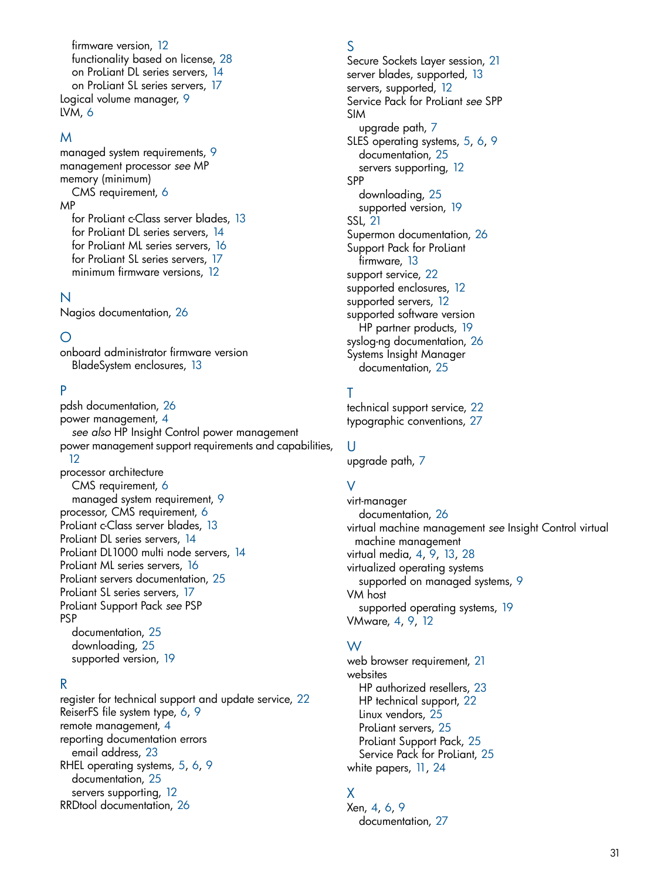firmware version, 12
functionality based on license, 28
on ProLiant DL series servers, 14
on ProLiant SL series servers, 17
Logical volume manager, 9
LVM, 6

## M

managed system requirements, 9
management processor *see* MP
memory (minimum)
CMS requirement, 6
MP
for ProLiant c-Class server blades, 13
for ProLiant DL series servers, 14
for ProLiant ML series servers, 16
for ProLiant SL series servers, 17
minimum firmware versions, 12

## N

Nagios documentation, 26

## O

onboard administrator firmware version
BladeSystem enclosures, 13

## P

pdsh documentation, 26
power management, 4
*see also* HP Insight Control power management
power management support requirements and capabilities, 12
processor architecture
CMS requirement, 6
managed system requirement, 9
processor, CMS requirement, 6
ProLiant c-Class server blades, 13
ProLiant DL series servers, 14
ProLiant DL1000 multi node servers, 14
ProLiant ML series servers, 16
ProLiant servers documentation, 25
ProLiant SL series servers, 17
ProLiant Support Pack *see* PSP
PSP
documentation, 25
downloading, 25
supported version, 19

## R

register for technical support and update service, 22
ReiserFS file system type, 6, 9
remote management, 4
reporting documentation errors
email address, 23
RHEL operating systems, 5, 6, 9
documentation, 25
servers supporting, 12
RRDtool documentation, 26

## S

Secure Sockets Layer session, 21
server blades, supported, 13
servers, supported, 12
Service Pack for ProLiant *see* SPP
SIM
upgrade path, 7
SLES operating systems, 5, 6, 9
documentation, 25
servers supporting, 12
SPP
downloading, 25
supported version, 19
SSL, 21
Supermon documentation, 26
Support Pack for ProLiant
firmware, 13
support service, 22
supported enclosures, 12
supported servers, 12
supported software version
HP partner products, 19
syslog-ng documentation, 26
Systems Insight Manager
documentation, 25

## T

technical support service, 22
typographic conventions, 27

## U

upgrade path, 7

## V

virt-manager
documentation, 26
virtual machine management *see* Insight Control virtual machine management
virtual media, 4, 9, 13, 28
virtualized operating systems
supported on managed systems, 9
VM host
supported operating systems, 19
VMware, 4, 9, 12

## W

web browser requirement, 21
websites
HP authorized resellers, 23
HP technical support, 22
Linux vendors, 25
ProLiant servers, 25
ProLiant Support Pack, 25
Service Pack for ProLiant, 25
white papers, 11, 24

## X

Xen, 4, 6, 9
documentation, 27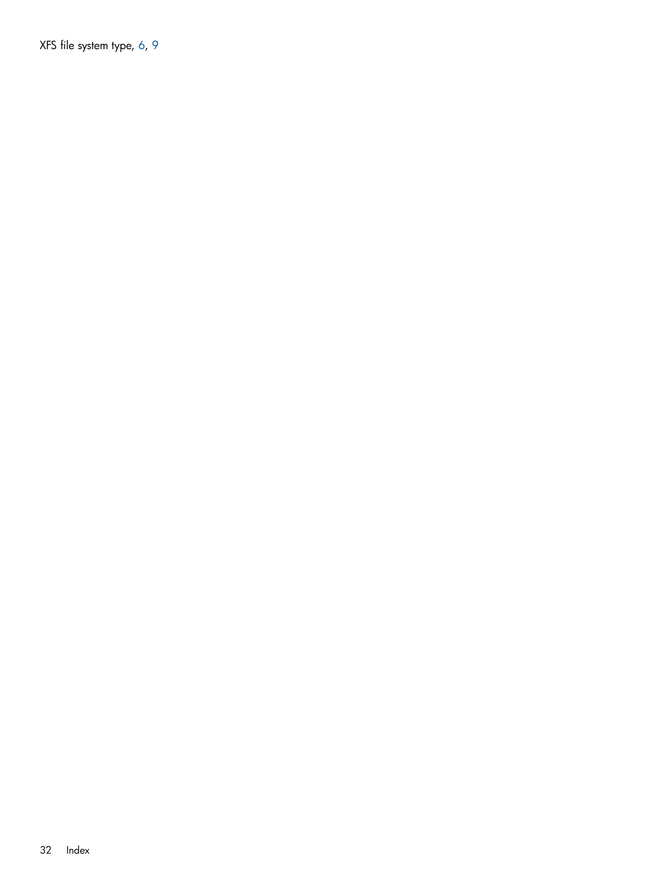XFS file system type, 6, 9